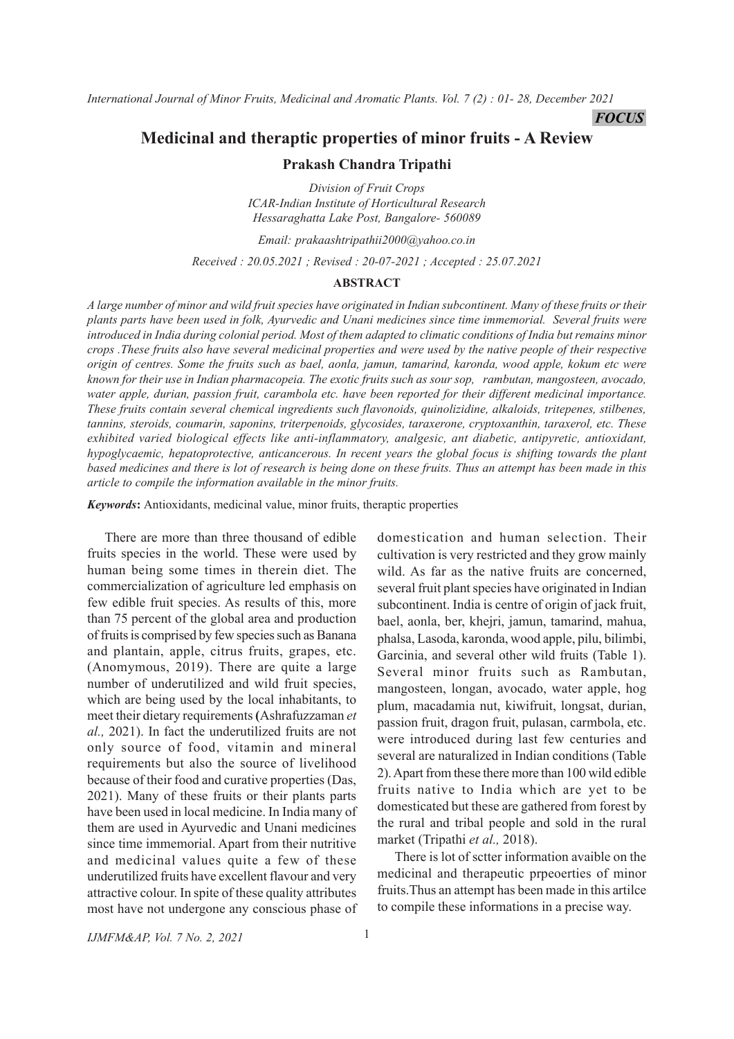*FOCUS*

# Medicinal and theraptic properties of minor fruits - A Review

**Prakash Chandra Tripathi**

*Division of Fruit Crops*
*ICAR-Indian Institute of Horticultural Research*
*Hessaraghatta Lake Post, Bangalore- 560089*

*Email: prakaashtripathii2000@yahoo.co.in*

*Received : 20.05.2021 ; Revised : 20-07-2021 ; Accepted : 25.07.2021*

## ABSTRACT

*A large number of minor and wild fruit species have originated in Indian subcontinent. Many of these fruits or their plants parts have been used in folk, Ayurvedic and Unani medicines since time immemorial. Several fruits were introduced in India during colonial period. Most of them adapted to climatic conditions of India but remains minor crops .These fruits also have several medicinal properties and were used by the native people of their respective origin of centres. Some the fruits such as bael, aonla, jamun, tamarind, karonda, wood apple, kokum etc were known for their use in Indian pharmacopeia. The exotic fruits such as sour sop, rambutan, mangosteen, avocado, water apple, durian, passion fruit, carambola etc. have been reported for their different medicinal importance. These fruits contain several chemical ingredients such flavonoids, quinolizidine, alkaloids, tritepenes, stilbenes, tannins, steroids, coumarin, saponins, triterpenoids, glycosides, taraxerone, cryptoxanthin, taraxerol, etc. These exhibited varied biological effects like anti-inflammatory, analgesic, ant diabetic, antipyretic, antioxidant, hypoglycaemic, hepatoprotective, anticancerous. In recent years the global focus is shifting towards the plant based medicines and there is lot of research is being done on these fruits. Thus an attempt has been made in this article to compile the information available in the minor fruits.*

***Keywords*:** Antioxidants, medicinal value, minor fruits, theraptic properties

There are more than three thousand of edible fruits species in the world. These were used by human being some times in therein diet. The commercialization of agriculture led emphasis on few edible fruit species. As results of this, more than 75 percent of the global area and production of fruits is comprised by few species such as Banana and plantain, apple, citrus fruits, grapes, etc. (Anomymous, 2019). There are quite a large number of underutilized and wild fruit species, which are being used by the local inhabitants, to meet their dietary requirements (Ashrafuzzaman *et al.,* 2021). In fact the underutilized fruits are not only source of food, vitamin and mineral requirements but also the source of livelihood because of their food and curative properties (Das, 2021). Many of these fruits or their plants parts have been used in local medicine. In India many of them are used in Ayurvedic and Unani medicines since time immemorial. Apart from their nutritive and medicinal values quite a few of these underutilized fruits have excellent flavour and very attractive colour. In spite of these quality attributes most have not undergone any conscious phase of domestication and human selection. Their cultivation is very restricted and they grow mainly wild. As far as the native fruits are concerned, several fruit plant species have originated in Indian subcontinent. India is centre of origin of jack fruit, bael, aonla, ber, khejri, jamun, tamarind, mahua, phalsa, Lasoda, karonda, wood apple, pilu, bilimbi, Garcinia, and several other wild fruits (Table 1). Several minor fruits such as Rambutan, mangosteen, longan, avocado, water apple, hog plum, macadamia nut, kiwifruit, longsat, durian, passion fruit, dragon fruit, pulasan, carmbola, etc. were introduced during last few centuries and several are naturalized in Indian conditions (Table 2). Apart from these there more than 100 wild edible fruits native to India which are yet to be domesticated but these are gathered from forest by the rural and tribal people and sold in the rural market (Tripathi *et al.,* 2018).

There is lot of sctter information avaible on the medicinal and therapeutic prpeoerties of minor fruits.Thus an attempt has been made in this artilce to compile these informations in a precise way.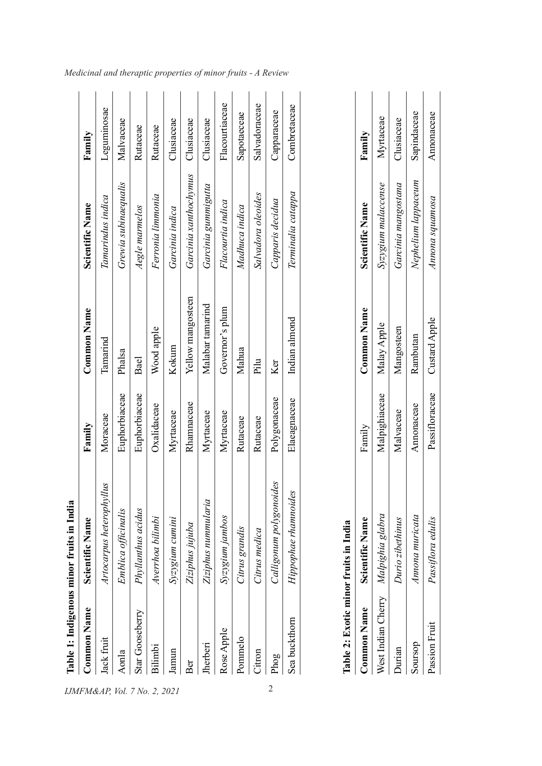**Table 1: Indigenous minor fruits in India**

| Common Name | Scientific Name | Family | Common Name | Scientific Name | Family |
| --- | --- | --- | --- | --- | --- |
| Jack fruit | *Artocarpus heterophyllus* | Moraceae | Tamarind | *Tamarindus indica* | Leguminosae |
| Aonla | *Emblica officinalis* | Euphorbiaceae | Phalsa | *Grewia subinaequalis* | Malvaceae |
| Star Gooseberry | *Phyllanthus acidus* | Euphorbiaceae | Bael | *Aegle marmelos* | Rutaceae |
| Bilimbi | *Averrhoa bilimbi* | Oxalidaceae | Wood apple | *Ferronia limmonia* | Rutaceae |
| Jamun | *Syzygium cumini* | Myrtaceae | Kokum | *Garcinia indica* | Clusiaceae |
| Ber | *Ziziphus jujuba* | Rhamnaceae | Yellow mangosteen | *Garcinia xanthochymus* | Clusiaceae |
| Jherberi | *Ziziphus nummularia* | Myrtaceae | Malabar tamarind | *Garcinia gummigutta* | Clusiaceae |
| Rose Apple | *Syzygium jambos* | Myrtaceae | Governor's plum | *Flacourtia indica* | Flacourtiaceae |
| Pommelo | *Citrus grandis* | Rutaceae | Mahua | *Madhuca indica* | Sapotaeceae |
| Citron | *Citrus medica* | Rutaceae | Pilu | *Salvadora oleoides* | Salvadoraceae |
| Phog | *Calligonum polygonoides* | Polygonaceae | Ker | *Capparis decidua* | Capparaceae |
| Sea buckthorn | *Hippophae rhamnoides* | Elaeagnaceae | Indian almond | *Terminalia catappa* | Combretaceae |

**Table 2: Exotic minor fruits in India**

| Common Name | Scientific Name | Family | Common Name | Scientific Name | Family |
| --- | --- | --- | --- | --- | --- |
| West Indian Cherry | *Malpighia glabra* | Malpighiaceae | Malay Apple | *Syzygium malaccense* | Myrtaceae |
| Durian | *Durio zibethinus* | Malvaceae | Mangosteen | *Garcinia mangostana* | Clusiaceae |
| Soursop | *Annona muricata* | Annonaceae | Rambutan | *Nephelium lappaceum* | Sapindaceae |
| Passion Fruit | *Passiflora edulis* | Passifloraceae | Custard Apple | *Annona squamosa* | Annonaceae |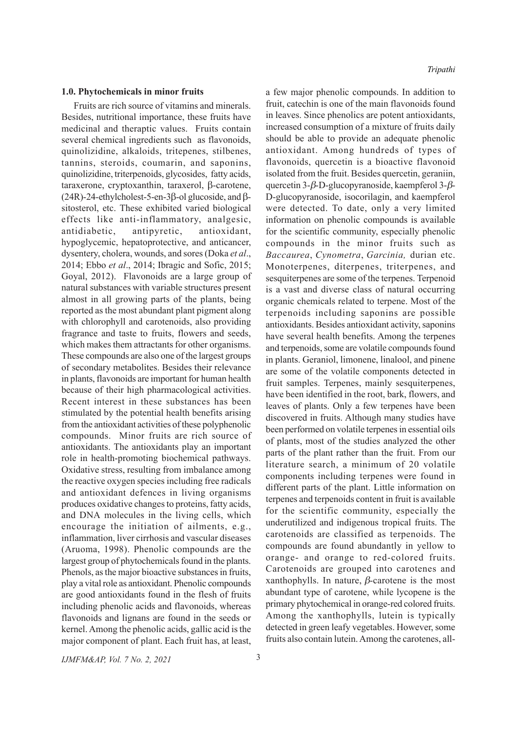### 1.0. Phytochemicals in minor fruits

Fruits are rich source of vitamins and minerals. Besides, nutritional importance, these fruits have medicinal and theraptic values. Fruits contain several chemical ingredients such as flavonoids, quinolizidine, alkaloids, tritepenes, stilbenes, tannins, steroids, coumarin, and saponins, quinolizidine, triterpenoids, glycosides, fatty acids, taraxerone, cryptoxanthin, taraxerol, β-carotene, (24R)-24-ethylcholest-5-en-3β-ol glucoside, and β-sitosterol, etc. These exhibited varied biological effects like anti-inflammatory, analgesic, antidiabetic, antipyretic, antioxidant, hypoglycemic, hepatoprotective, and anticancer, dysentery, cholera, wounds, and sores (Doka *et al*., 2014; Ebbo *et al*., 2014; Ibragic and Sofic, 2015; Goyal, 2012). Flavonoids are a large group of natural substances with variable structures present almost in all growing parts of the plants, being reported as the most abundant plant pigment along with chlorophyll and carotenoids, also providing fragrance and taste to fruits, flowers and seeds, which makes them attractants for other organisms. These compounds are also one of the largest groups of secondary metabolites. Besides their relevance in plants, flavonoids are important for human health because of their high pharmacological activities. Recent interest in these substances has been stimulated by the potential health benefits arising from the antioxidant activities of these polyphenolic compounds. Minor fruits are rich source of antioxidants. The antioxidants play an important role in health-promoting biochemical pathways. Oxidative stress, resulting from imbalance among the reactive oxygen species including free radicals and antioxidant defences in living organisms produces oxidative changes to proteins, fatty acids, and DNA molecules in the living cells, which encourage the initiation of ailments, e.g., inflammation, liver cirrhosis and vascular diseases (Aruoma, 1998). Phenolic compounds are the largest group of phytochemicals found in the plants. Phenols, as the major bioactive substances in fruits, play a vital role as antioxidant. Phenolic compounds are good antioxidants found in the flesh of fruits including phenolic acids and flavonoids, whereas flavonoids and lignans are found in the seeds or kernel. Among the phenolic acids, gallic acid is the major component of plant. Each fruit has, at least, a few major phenolic compounds. In addition to fruit, catechin is one of the main flavonoids found in leaves. Since phenolics are potent antioxidants, increased consumption of a mixture of fruits daily should be able to provide an adequate phenolic antioxidant. Among hundreds of types of flavonoids, quercetin is a bioactive flavonoid isolated from the fruit. Besides quercetin, geraniin, quercetin 3-*β*-D-glucopyranoside, kaempferol 3-*β*-D-glucopyranoside, isocorilagin, and kaempferol were detected. To date, only a very limited information on phenolic compounds is available for the scientific community, especially phenolic compounds in the minor fruits such as *Baccaurea*, *Cynometra*, *Garcinia,* durian etc. Monoterpenes, diterpenes, triterpenes, and sesquiterpenes are some of the terpenes. Terpenoid is a vast and diverse class of natural occurring organic chemicals related to terpene. Most of the terpenoids including saponins are possible antioxidants. Besides antioxidant activity, saponins have several health benefits. Among the terpenes and terpenoids, some are volatile compounds found in plants. Geraniol, limonene, linalool, and pinene are some of the volatile components detected in fruit samples. Terpenes, mainly sesquiterpenes, have been identified in the root, bark, flowers, and leaves of plants. Only a few terpenes have been discovered in fruits. Although many studies have been performed on volatile terpenes in essential oils of plants, most of the studies analyzed the other parts of the plant rather than the fruit. From our literature search, a minimum of 20 volatile components including terpenes were found in different parts of the plant. Little information on terpenes and terpenoids content in fruit is available for the scientific community, especially the underutilized and indigenous tropical fruits. The carotenoids are classified as terpenoids. The compounds are found abundantly in yellow to orange- and orange to red-colored fruits. Carotenoids are grouped into carotenes and xanthophylls. In nature, *β*-carotene is the most abundant type of carotene, while lycopene is the primary phytochemical in orange-red colored fruits. Among the xanthophylls, lutein is typically detected in green leafy vegetables. However, some fruits also contain lutein. Among the carotenes, all-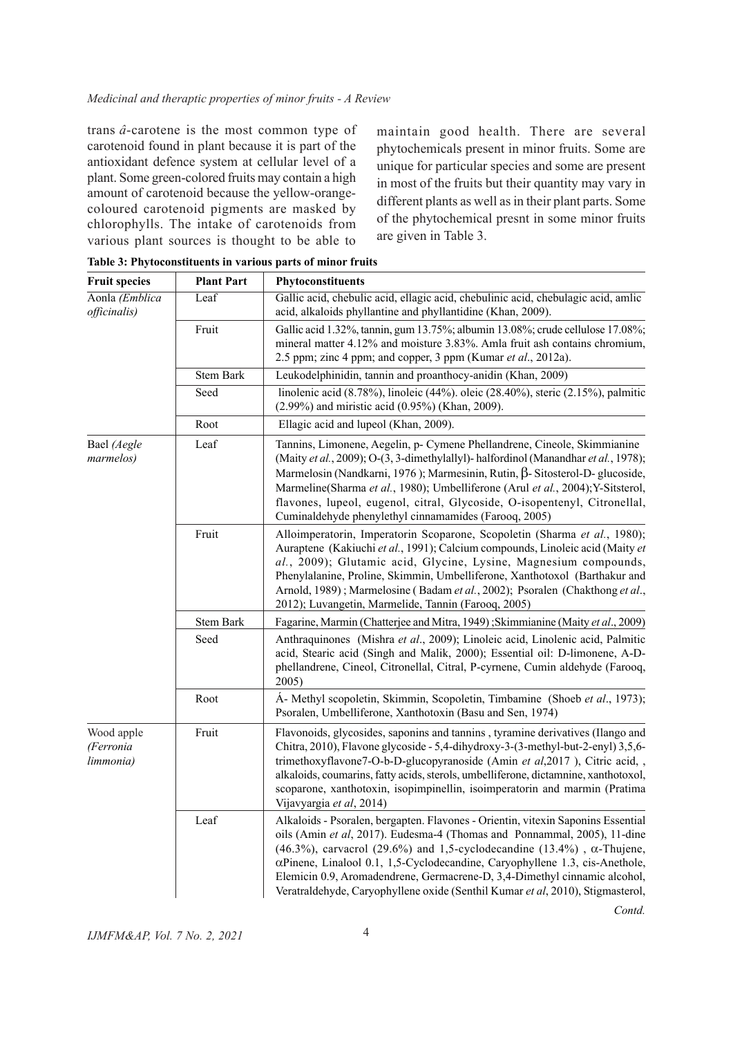trans â-carotene is the most common type of carotenoid found in plant because it is part of the antioxidant defence system at cellular level of a plant. Some green-colored fruits may contain a high amount of carotenoid because the yellow-orange-coloured carotenoid pigments are masked by chlorophylls. The intake of carotenoids from various plant sources is thought to be able to maintain good health. There are several phytochemicals present in minor fruits. Some are unique for particular species and some are present in most of the fruits but their quantity may vary in different plants as well as in their plant parts. Some of the phytochemical presnt in some minor fruits are given in Table 3.

**Table 3: Phytoconstituents in various parts of minor fruits**

| Fruit species | Plant Part | Phytoconstituents |
|---|---|---|
| Aonla *(Emblica officinalis)* | Leaf | Gallic acid, chebulic acid, ellagic acid, chebulinic acid, chebulagic acid, amlic acid, alkaloids phyllantine and phyllantidine (Khan, 2009). |
| | Fruit | Gallic acid 1.32%, tannin, gum 13.75%; albumin 13.08%; crude cellulose 17.08%; mineral matter 4.12% and moisture 3.83%. Amla fruit ash contains chromium, 2.5 ppm; zinc 4 ppm; and copper, 3 ppm (Kumar *et al*., 2012a). |
| | Stem Bark | Leukodelphinidin, tannin and proanthocy-anidin (Khan, 2009) |
| | Seed | linolenic acid (8.78%), linoleic (44%). oleic (28.40%), steric (2.15%), palmitic (2.99%) and miristic acid (0.95%) (Khan, 2009). |
| | Root | Ellagic acid and lupeol (Khan, 2009). |
| Bael *(Aegle marmelos)* | Leaf | Tannins, Limonene, Aegelin, p- Cymene Phellandrene, Cineole, Skimmianine (Maity *et al.*, 2009); O-(3, 3-dimethylallyl)- halfordinol (Manandhar *et al.*, 1978); Marmelosin (Nandkarni, 1976 ); Marmesinin, Rutin, β- Sitosterol-D- glucoside, Marmeline(Sharma *et al.*, 1980); Umbelliferone (Arul *et al.*, 2004);Y-Sitsterol, flavones, lupeol, eugenol, citral, Glycoside, O-isopentenyl, Citronellal, Cuminaldehyde phenylethyl cinnamamides (Farooq, 2005) |
| | Fruit | Alloimperatorin, Imperatorin Scoparone, Scopoletin (Sharma *et al.*, 1980); Auraptene (Kakiuchi *et al.*, 1991); Calcium compounds, Linoleic acid (Maity *et al.*, 2009); Glutamic acid, Glycine, Lysine, Magnesium compounds, Phenylalanine, Proline, Skimmin, Umbelliferone, Xanthotoxol (Barthakur and Arnold, 1989) ; Marmelosine ( Badam *et al.*, 2002); Psoralen (Chakthong *et al.*, 2012); Luvangetin, Marmelide, Tannin (Farooq, 2005) |
| | Stem Bark | Fagarine, Marmin (Chatterjee and Mitra, 1949) ;Skimmianine (Maity *et al*., 2009) |
| | Seed | Anthraquinones (Mishra *et al*., 2009); Linoleic acid, Linolenic acid, Palmitic acid, Stearic acid (Singh and Malik, 2000); Essential oil: D-limonene, A-D-phellandrene, Cineol, Citronellal, Citral, P-cyrnene, Cumin aldehyde (Farooq, 2005) |
| | Root | Á- Methyl scopoletin, Skimmin, Scopoletin, Timbamine (Shoeb *et al*., 1973); Psoralen, Umbelliferone, Xanthotoxin (Basu and Sen, 1974) |
| Wood apple *(Ferronia limmonia)* | Fruit | Flavonoids, glycosides, saponins and tannins , tyramine derivatives (Ilango and Chitra, 2010), Flavone glycoside - 5,4-dihydroxy-3-(3-methyl-but-2-enyl) 3,5,6-trimethoxyflavone7-O-b-D-glucopyranoside (Amin *et al*,2017 ), Citric acid, , alkaloids, coumarins, fatty acids, sterols, umbelliferone, dictamnine, xanthotoxol, scoparone, xanthotoxin, isopimpinellin, isoimperatorin and marmin (Pratima Vijavyargia *et al*, 2014) |
| | Leaf | Alkaloids - Psoralen, bergapten. Flavones - Orientin, vitexin Saponins Essential oils (Amin *et al*, 2017). Eudesma-4 (Thomas and Ponnammal, 2005), 11-dine (46.3%), carvacrol (29.6%) and 1,5-cyclodecandine (13.4%) , α-Thujene, αPinene, Linalool 0.1, 1,5-Cyclodecandine, Caryophyllene 1.3, cis-Anethole, Elemicin 0.9, Aromadendrene, Germacrene-D, 3,4-Dimethyl cinnamic alcohol, Veratraldehyde, Caryophyllene oxide (Senthil Kumar *et al*, 2010), Stigmasterol, |

*Contd.*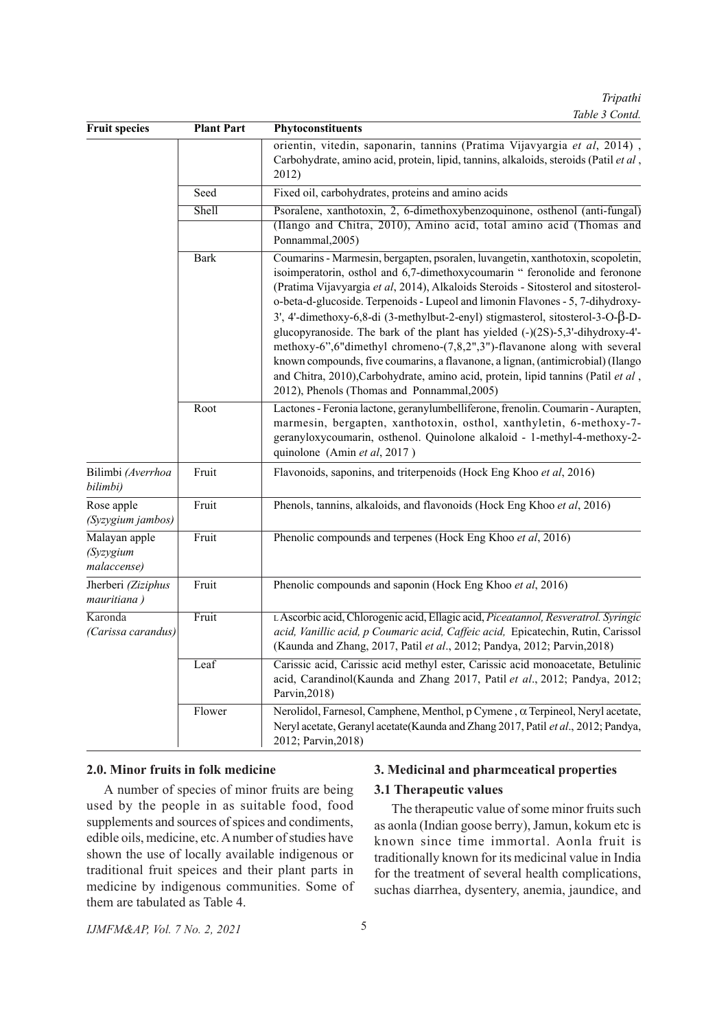Table 3 Contd.

| Fruit species | Plant Part | Phytoconstituents |
|---|---|---|
| | | orientin, vitedin, saponarin, tannins (Pratima Vijavyargia *et al*, 2014) , Carbohydrate, amino acid, protein, lipid, tannins, alkaloids, steroids (Patil *et al* , 2012) |
| | Seed | Fixed oil, carbohydrates, proteins and amino acids |
| | Shell | Psoralene, xanthotoxin, 2, 6-dimethoxybenzoquinone, osthenol (anti-fungal) (Ilango and Chitra, 2010), Amino acid, total amino acid (Thomas and Ponnammal,2005) |
| | Bark | Coumarins - Marmesin, bergapten, psoralen, luvangetin, xanthotoxin, scopoletin, isoimperatorin, osthol and 6,7-dimethoxycoumarin " feronolide and feronone (Pratima Vijavyargia *et al*, 2014), Alkaloids Steroids - Sitosterol and sitosterol-o-beta-d-glucoside. Terpenoids - Lupeol and limonin Flavones - 5, 7-dihydroxy-3', 4'-dimethoxy-6,8-di (3-methylbut-2-enyl) stigmasterol, sitosterol-3-O-β-D-glucopyranoside. The bark of the plant has yielded (-)(2S)-5,3'-dihydroxy-4'-methoxy-6",6"dimethyl chromeno-(7,8,2",3")-flavanone along with several known compounds, five coumarins, a flavanone, a lignan, (antimicrobial) (Ilango and Chitra, 2010),Carbohydrate, amino acid, protein, lipid tannins (Patil *et al* , 2012), Phenols (Thomas and Ponnammal,2005) |
| | Root | Lactones - Feronia lactone, geranylumbelliferone, frenolin. Coumarin - Aurapten, marmesin, bergapten, xanthotoxin, osthol, xanthyletin, 6-methoxy-7-geranyloxycoumarin, osthenol. Quinolone alkaloid - 1-methyl-4-methoxy-2-quinolone (Amin *et al*, 2017 ) |
| Bilimbi *(Averrhoa bilimbi)* | Fruit | Flavonoids, saponins, and triterpenoids (Hock Eng Khoo *et al*, 2016) |
| Rose apple *(Syzygium jambos)* | Fruit | Phenols, tannins, alkaloids, and flavonoids (Hock Eng Khoo *et al*, 2016) |
| Malayan apple *(Syzygium malaccense)* | Fruit | Phenolic compounds and terpenes (Hock Eng Khoo *et al*, 2016) |
| Jherberi *(Ziziphus mauritiana )* | Fruit | Phenolic compounds and saponin (Hock Eng Khoo *et al*, 2016) |
| Karonda *(Carissa carandus)* | Fruit | L Ascorbic acid, Chlorogenic acid, Ellagic acid, *Piceatannol, Resveratrol. Syringic acid, Vanillic acid, p Coumaric acid, Caffeic acid,* Epicatechin, Rutin, Carissol (Kaunda and Zhang, 2017, Patil *et al*., 2012; Pandya, 2012; Parvin,2018) |
| | Leaf | Carissic acid, Carissic acid methyl ester, Carissic acid monoacetate, Betulinic acid, Carandinol(Kaunda and Zhang 2017, Patil *et al*., 2012; Pandya, 2012; Parvin,2018) |
| | Flower | Nerolidol, Farnesol, Camphene, Menthol, p Cymene , α Terpineol, Neryl acetate, Neryl acetate, Geranyl acetate(Kaunda and Zhang 2017, Patil *et al*., 2012; Pandya, 2012; Parvin,2018) |

## 2.0. Minor fruits in folk medicine

A number of species of minor fruits are being used by the people in as suitable food, food supplements and sources of spices and condiments, edible oils, medicine, etc. A number of studies have shown the use of locally available indigenous or traditional fruit speices and their plant parts in medicine by indigenous communities. Some of them are tabulated as Table 4.

## 3. Medicinal and pharmceatical properties

### 3.1 Therapeutic values

The therapeutic value of some minor fruits such as aonla (Indian goose berry), Jamun, kokum etc is known since time immortal. Aonla fruit is traditionally known for its medicinal value in India for the treatment of several health complications, suchas diarrhea, dysentery, anemia, jaundice, and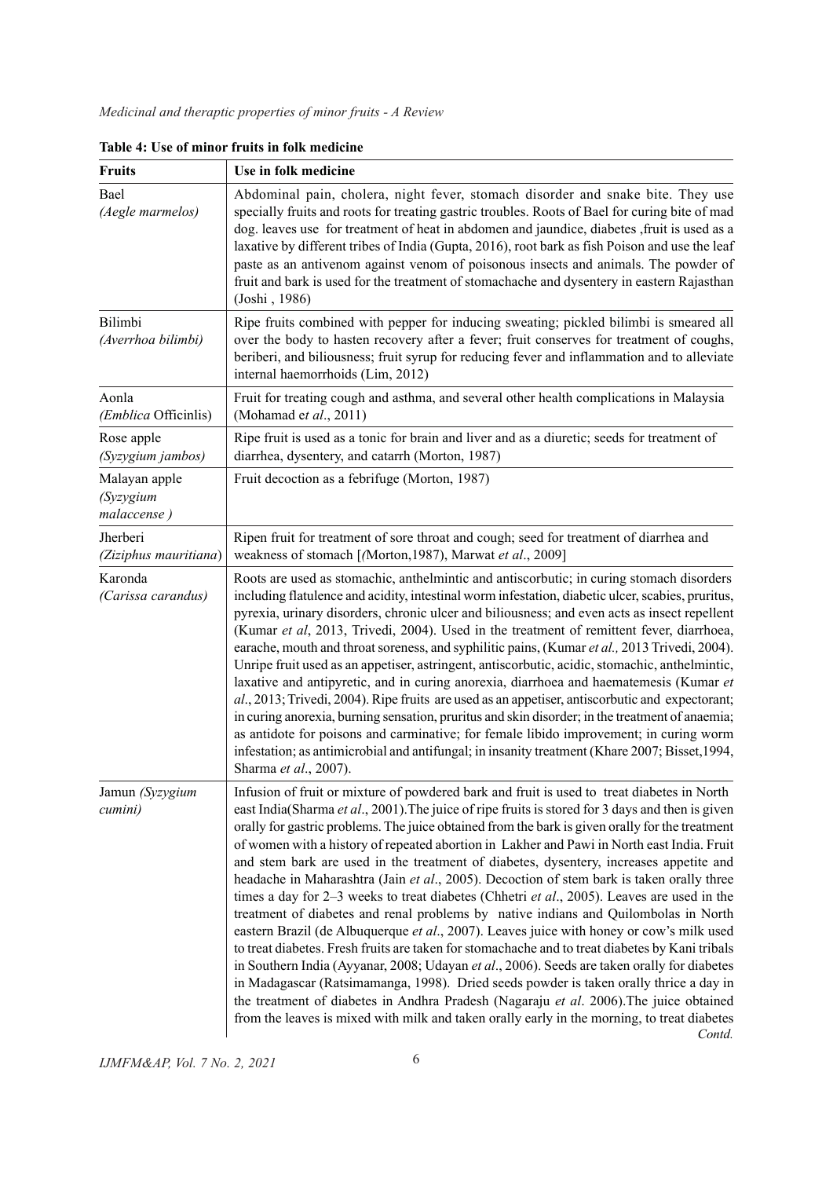**Table 4: Use of minor fruits in folk medicine**

| Fruits | Use in folk medicine |
|---|---|
| Bael *(Aegle marmelos)* | Abdominal pain, cholera, night fever, stomach disorder and snake bite. They use specially fruits and roots for treating gastric troubles. Roots of Bael for curing bite of mad dog. leaves use for treatment of heat in abdomen and jaundice, diabetes ,fruit is used as a laxative by different tribes of India (Gupta, 2016), root bark as fish Poison and use the leaf paste as an antivenom against venom of poisonous insects and animals. The powder of fruit and bark is used for the treatment of stomachache and dysentery in eastern Rajasthan (Joshi , 1986) |
| Bilimbi *(Averrhoa bilimbi)* | Ripe fruits combined with pepper for inducing sweating; pickled bilimbi is smeared all over the body to hasten recovery after a fever; fruit conserves for treatment of coughs, beriberi, and biliousness; fruit syrup for reducing fever and inflammation and to alleviate internal haemorrhoids (Lim, 2012) |
| Aonla *(Emblica* Officinlis) | Fruit for treating cough and asthma, and several other health complications in Malaysia (Mohamad e*t al*., 2011) |
| Rose apple *(Syzygium jambos)* | Ripe fruit is used as a tonic for brain and liver and as a diuretic; seeds for treatment of diarrhea, dysentery, and catarrh (Morton, 1987) |
| Malayan apple *(Syzygium malaccense )* | Fruit decoction as a febrifuge (Morton, 1987) |
| Jherberi *(Ziziphus mauritiana*) | Ripen fruit for treatment of sore throat and cough; seed for treatment of diarrhea and weakness of stomach [*(*Morton,1987), Marwat *et al*., 2009] |
| Karonda *(Carissa carandus)* | Roots are used as stomachic, anthelmintic and antiscorbutic; in curing stomach disorders including flatulence and acidity, intestinal worm infestation, diabetic ulcer, scabies, pruritus, pyrexia, urinary disorders, chronic ulcer and biliousness; and even acts as insect repellent (Kumar *et al*, 2013, Trivedi, 2004). Used in the treatment of remittent fever, diarrhoea, earache, mouth and throat soreness, and syphilitic pains, (Kumar *et al.,* 2013 Trivedi, 2004). Unripe fruit used as an appetiser, astringent, antiscorbutic, acidic, stomachic, anthelmintic, laxative and antipyretic, and in curing anorexia, diarrhoea and haematemesis (Kumar *et al*., 2013; Trivedi, 2004). Ripe fruits are used as an appetiser, antiscorbutic and expectorant; in curing anorexia, burning sensation, pruritus and skin disorder; in the treatment of anaemia; as antidote for poisons and carminative; for female libido improvement; in curing worm infestation; as antimicrobial and antifungal; in insanity treatment (Khare 2007; Bisset,1994, Sharma *et al*., 2007). |
| Jamun *(Syzygium cumini)* | Infusion of fruit or mixture of powdered bark and fruit is used to treat diabetes in North east India(Sharma *et al*., 2001).The juice of ripe fruits is stored for 3 days and then is given orally for gastric problems. The juice obtained from the bark is given orally for the treatment of women with a history of repeated abortion in Lakher and Pawi in North east India. Fruit and stem bark are used in the treatment of diabetes, dysentery, increases appetite and headache in Maharashtra (Jain *et al*., 2005). Decoction of stem bark is taken orally three times a day for 2–3 weeks to treat diabetes (Chhetri *et al*., 2005). Leaves are used in the treatment of diabetes and renal problems by native indians and Quilombolas in North eastern Brazil (de Albuquerque *et al*., 2007). Leaves juice with honey or cow's milk used to treat diabetes. Fresh fruits are taken for stomachache and to treat diabetes by Kani tribals in Southern India (Ayyanar, 2008; Udayan *et al*., 2006). Seeds are taken orally for diabetes in Madagascar (Ratsimamanga, 1998). Dried seeds powder is taken orally thrice a day in the treatment of diabetes in Andhra Pradesh (Nagaraju *et al*. 2006).The juice obtained from the leaves is mixed with milk and taken orally early in the morning, to treat diabetes *Contd.* |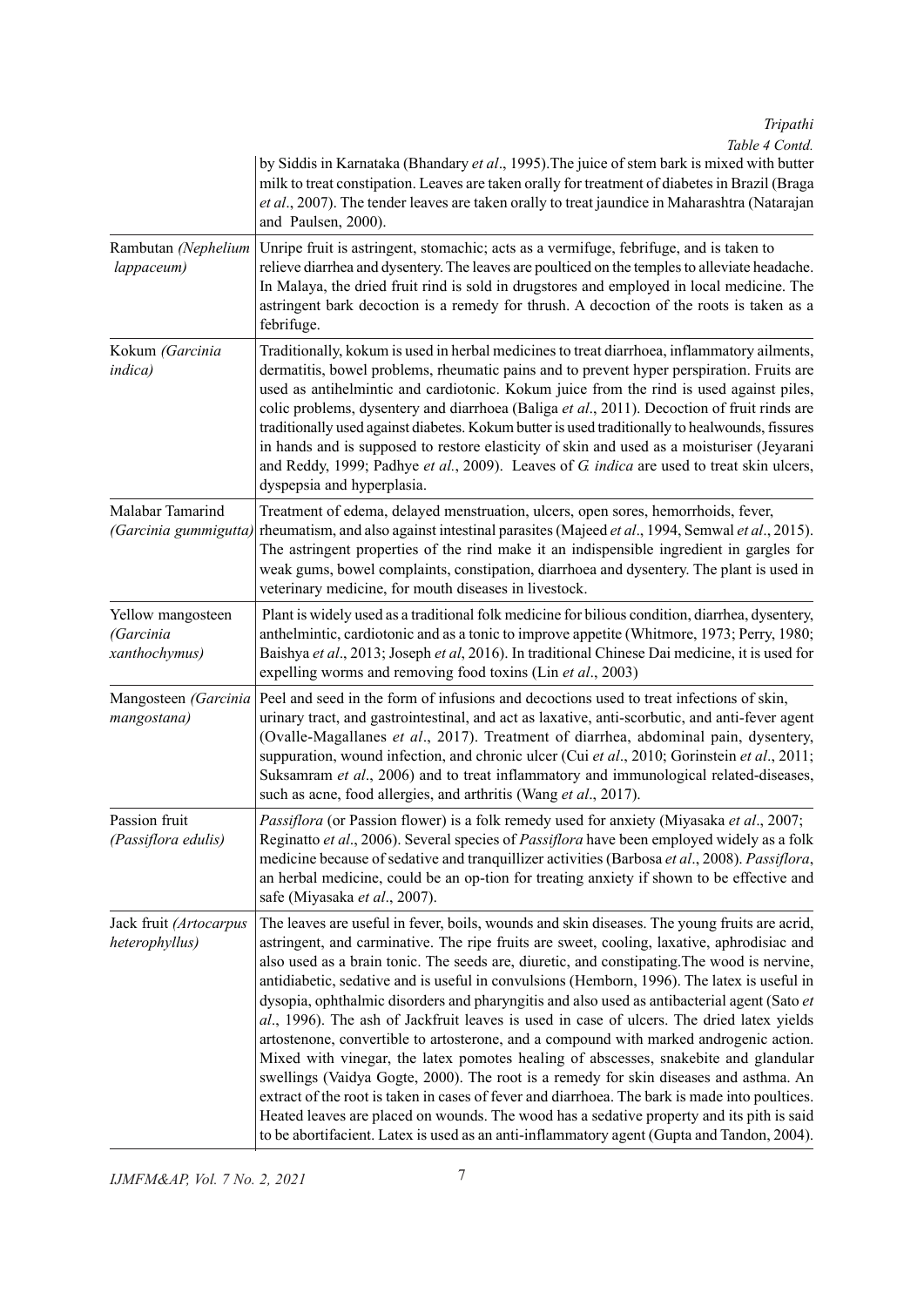*Table 4 Contd.*

| | |
|---|---|
| | by Siddis in Karnataka (Bhandary *et al*., 1995).The juice of stem bark is mixed with butter milk to treat constipation. Leaves are taken orally for treatment of diabetes in Brazil (Braga *et al*., 2007). The tender leaves are taken orally to treat jaundice in Maharashtra (Natarajan and Paulsen, 2000). |
| Rambutan *(Nephelium lappaceum)* | Unripe fruit is astringent, stomachic; acts as a vermifuge, febrifuge, and is taken to relieve diarrhea and dysentery. The leaves are poulticed on the temples to alleviate headache. In Malaya, the dried fruit rind is sold in drugstores and employed in local medicine. The astringent bark decoction is a remedy for thrush. A decoction of the roots is taken as a febrifuge. |
| Kokum *(Garcinia indica)* | Traditionally, kokum is used in herbal medicines to treat diarrhoea, inflammatory ailments, dermatitis, bowel problems, rheumatic pains and to prevent hyper perspiration. Fruits are used as antihelmintic and cardiotonic. Kokum juice from the rind is used against piles, colic problems, dysentery and diarrhoea (Baliga *et al*., 2011). Decoction of fruit rinds are traditionally used against diabetes. Kokum butter is used traditionally to healwounds, fissures in hands and is supposed to restore elasticity of skin and used as a moisturiser (Jeyarani and Reddy, 1999; Padhye *et al.*, 2009). Leaves of *G. indica* are used to treat skin ulcers, dyspepsia and hyperplasia. |
| Malabar Tamarind *(Garcinia gummigutta)* | Treatment of edema, delayed menstruation, ulcers, open sores, hemorrhoids, fever, rheumatism, and also against intestinal parasites (Majeed *et al*., 1994, Semwal *et al*., 2015). The astringent properties of the rind make it an indispensible ingredient in gargles for weak gums, bowel complaints, constipation, diarrhoea and dysentery. The plant is used in veterinary medicine, for mouth diseases in livestock. |
| Yellow mangosteen *(Garcinia xanthochymus)* | Plant is widely used as a traditional folk medicine for bilious condition, diarrhea, dysentery, anthelmintic, cardiotonic and as a tonic to improve appetite (Whitmore, 1973; Perry, 1980; Baishya *et al*., 2013; Joseph *et al*, 2016). In traditional Chinese Dai medicine, it is used for expelling worms and removing food toxins (Lin *et al*., 2003) |
| Mangosteen *(Garcinia mangostana)* | Peel and seed in the form of infusions and decoctions used to treat infections of skin, urinary tract, and gastrointestinal, and act as laxative, anti-scorbutic, and anti-fever agent (Ovalle-Magallanes *et al*., 2017). Treatment of diarrhea, abdominal pain, dysentery, suppuration, wound infection, and chronic ulcer (Cui *et al*., 2010; Gorinstein *et al*., 2011; Suksamram *et al*., 2006) and to treat inflammatory and immunological related-diseases, such as acne, food allergies, and arthritis (Wang *et al*., 2017). |
| Passion fruit *(Passiflora edulis)* | *Passiflora* (or Passion flower) is a folk remedy used for anxiety (Miyasaka *et al*., 2007; Reginatto *et al*., 2006). Several species of *Passiflora* have been employed widely as a folk medicine because of sedative and tranquillizer activities (Barbosa *et al*., 2008). *Passiflora*, an herbal medicine, could be an op-tion for treating anxiety if shown to be effective and safe (Miyasaka *et al*., 2007). |
| Jack fruit *(Artocarpus heterophyllus)* | The leaves are useful in fever, boils, wounds and skin diseases. The young fruits are acrid, astringent, and carminative. The ripe fruits are sweet, cooling, laxative, aphrodisiac and also used as a brain tonic. The seeds are, diuretic, and constipating.The wood is nervine, antidiabetic, sedative and is useful in convulsions (Hemborn, 1996). The latex is useful in dysopia, ophthalmic disorders and pharyngitis and also used as antibacterial agent (Sato *et al*., 1996). The ash of Jackfruit leaves is used in case of ulcers. The dried latex yields artostenone, convertible to artosterone, and a compound with marked androgenic action. Mixed with vinegar, the latex pomotes healing of abscesses, snakebite and glandular swellings (Vaidya Gogte, 2000). The root is a remedy for skin diseases and asthma. An extract of the root is taken in cases of fever and diarrhoea. The bark is made into poultices. Heated leaves are placed on wounds. The wood has a sedative property and its pith is said to be abortifacient. Latex is used as an anti-inflammatory agent (Gupta and Tandon, 2004). |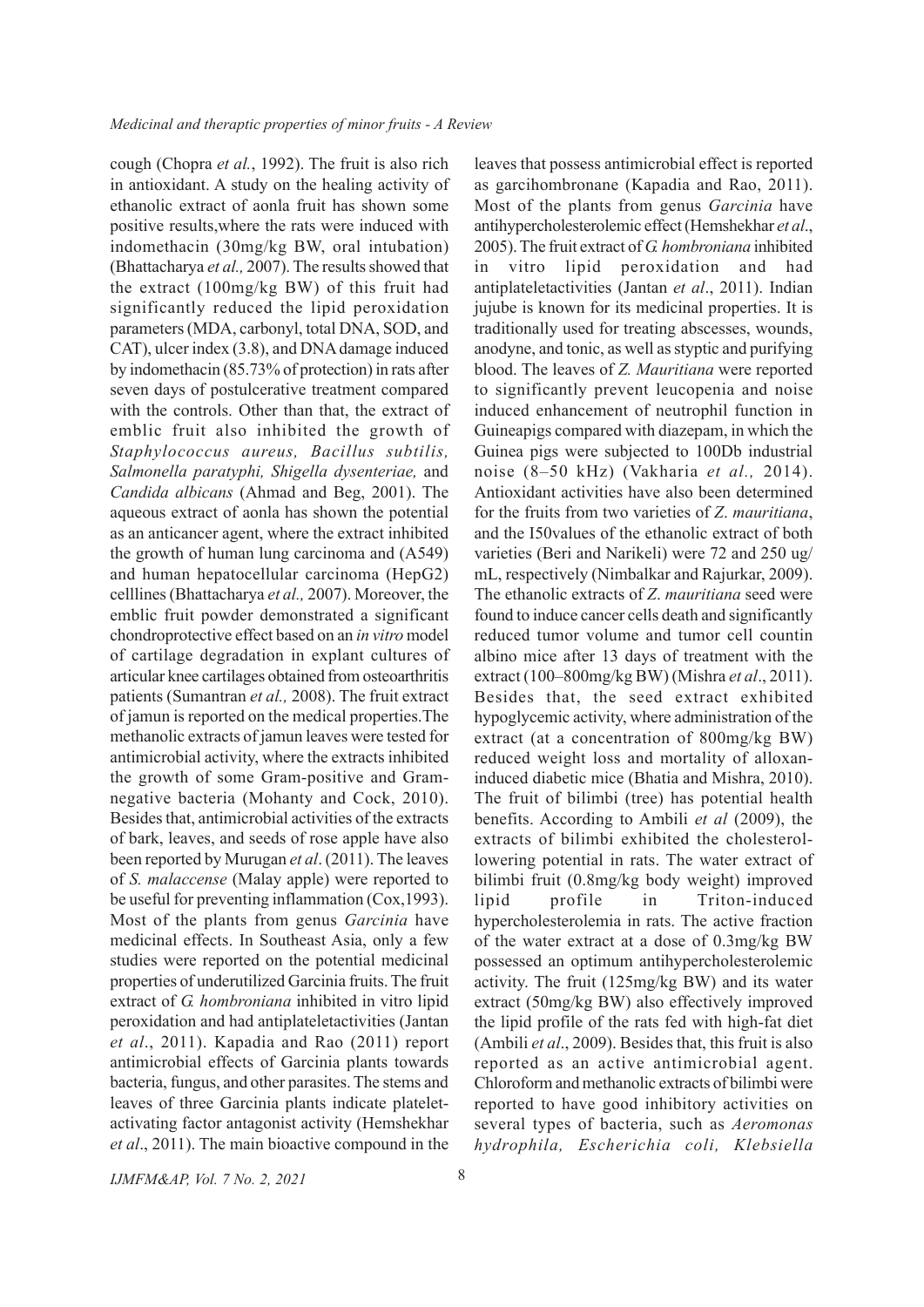cough (Chopra *et al.*, 1992). The fruit is also rich in antioxidant. A study on the healing activity of ethanolic extract of aonla fruit has shown some positive results,where the rats were induced with indomethacin (30mg/kg BW, oral intubation) (Bhattacharya *et al.,* 2007). The results showed that the extract (100mg/kg BW) of this fruit had significantly reduced the lipid peroxidation parameters (MDA, carbonyl, total DNA, SOD, and CAT), ulcer index (3.8), and DNA damage induced by indomethacin (85.73% of protection) in rats after seven days of postulcerative treatment compared with the controls. Other than that, the extract of emblic fruit also inhibited the growth of *Staphylococcus aureus, Bacillus subtilis, Salmonella paratyphi, Shigella dysenteriae,* and *Candida albicans* (Ahmad and Beg, 2001). The aqueous extract of aonla has shown the potential as an anticancer agent, where the extract inhibited the growth of human lung carcinoma and (A549) and human hepatocellular carcinoma (HepG2) celllines (Bhattacharya *et al.,* 2007). Moreover, the emblic fruit powder demonstrated a significant chondroprotective effect based on an *in vitro* model of cartilage degradation in explant cultures of articular knee cartilages obtained from osteoarthritis patients (Sumantran *et al.,* 2008). The fruit extract of jamun is reported on the medical properties.The methanolic extracts of jamun leaves were tested for antimicrobial activity, where the extracts inhibited the growth of some Gram-positive and Gram-negative bacteria (Mohanty and Cock, 2010). Besides that, antimicrobial activities of the extracts of bark, leaves, and seeds of rose apple have also been reported by Murugan *et al*. (2011). The leaves of *S. malaccense* (Malay apple) were reported to be useful for preventing inflammation (Cox,1993). Most of the plants from genus *Garcinia* have medicinal effects. In Southeast Asia, only a few studies were reported on the potential medicinal properties of underutilized Garcinia fruits. The fruit extract of *G. hombroniana* inhibited in vitro lipid peroxidation and had antiplateletactivities (Jantan *et al*., 2011). Kapadia and Rao (2011) report antimicrobial effects of Garcinia plants towards bacteria, fungus, and other parasites. The stems and leaves of three Garcinia plants indicate platelet-activating factor antagonist activity (Hemshekhar *et al*., 2011). The main bioactive compound in the leaves that possess antimicrobial effect is reported as garcihombronane (Kapadia and Rao, 2011). Most of the plants from genus *Garcinia* have antihypercholesterolemic effect (Hemshekhar *et al*., 2005). The fruit extract of *G. hombroniana* inhibited in vitro lipid peroxidation and had antiplateletactivities (Jantan *et al*., 2011). Indian jujube is known for its medicinal properties. It is traditionally used for treating abscesses, wounds, anodyne, and tonic, as well as styptic and purifying blood. The leaves of *Z. Mauritiana* were reported to significantly prevent leucopenia and noise induced enhancement of neutrophil function in Guineapigs compared with diazepam, in which the Guinea pigs were subjected to 100Db industrial noise (8–50 kHz) (Vakharia *et al.,* 2014). Antioxidant activities have also been determined for the fruits from two varieties of *Z. mauritiana*, and the I50values of the ethanolic extract of both varieties (Beri and Narikeli) were 72 and 250 ug/mL, respectively (Nimbalkar and Rajurkar, 2009). The ethanolic extracts of *Z. mauritiana* seed were found to induce cancer cells death and significantly reduced tumor volume and tumor cell countin albino mice after 13 days of treatment with the extract (100–800mg/kg BW) (Mishra *et al*., 2011). Besides that, the seed extract exhibited hypoglycemic activity, where administration of the extract (at a concentration of 800mg/kg BW) reduced weight loss and mortality of alloxan-induced diabetic mice (Bhatia and Mishra, 2010). The fruit of bilimbi (tree) has potential health benefits. According to Ambili *et al* (2009), the extracts of bilimbi exhibited the cholesterol-lowering potential in rats. The water extract of bilimbi fruit (0.8mg/kg body weight) improved lipid profile in Triton-induced hypercholesterolemia in rats. The active fraction of the water extract at a dose of 0.3mg/kg BW possessed an optimum antihypercholesterolemic activity. The fruit (125mg/kg BW) and its water extract (50mg/kg BW) also effectively improved the lipid profile of the rats fed with high-fat diet (Ambili *et al*., 2009). Besides that, this fruit is also reported as an active antimicrobial agent. Chloroform and methanolic extracts of bilimbi were reported to have good inhibitory activities on several types of bacteria, such as *Aeromonas hydrophila, Escherichia coli, Klebsiella*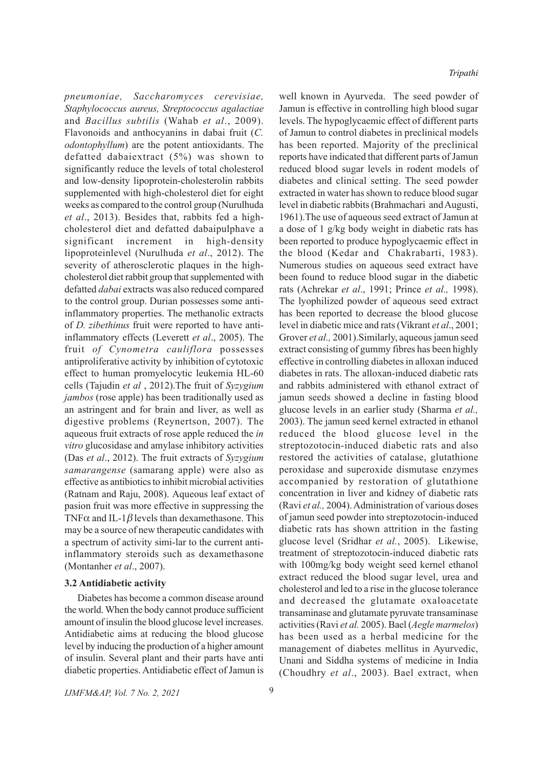*pneumoniae, Saccharomyces cerevisiae, Staphylococcus aureus, Streptococcus agalactiae* and *Bacillus subtilis* (Wahab *et al*., 2009). Flavonoids and anthocyanins in dabai fruit (*C. odontophyllum*) are the potent antioxidants. The defatted dabaiextract (5%) was shown to significantly reduce the levels of total cholesterol and low-density lipoprotein-cholesterolin rabbits supplemented with high-cholesterol diet for eight weeks as compared to the control group (Nurulhuda *et al*., 2013). Besides that, rabbits fed a high-cholesterol diet and defatted dabaipulphave a significant increment in high-density lipoproteinlevel (Nurulhuda *et al*., 2012). The severity of atherosclerotic plaques in the high-cholesterol diet rabbit group that supplemented with defatted *dabai* extracts was also reduced compared to the control group. Durian possesses some anti-inflammatory properties. The methanolic extracts of *D. zibethinus* fruit were reported to have anti-inflammatory effects (Leverett *et al*., 2005). The fruit *of Cynometra cauliflora* possesses antiproliferative activity by inhibition of cytotoxic effect to human promyelocytic leukemia HL-60 cells (Tajudin *et al* , 2012).The fruit of *Syzygium jambos* (rose apple) has been traditionally used as an astringent and for brain and liver, as well as digestive problems (Reynertson, 2007). The aqueous fruit extracts of rose apple reduced the *in vitro* glucosidase and amylase inhibitory activities (Das *et al*., 2012). The fruit extracts of *Syzygium samarangense* (samarang apple) were also as effective as antibiotics to inhibit microbial activities (Ratnam and Raju, 2008). Aqueous leaf extact of pasion fruit was more effective in suppressing the TNF$\alpha$ and IL-1$\beta$ levels than dexamethasone. This may be a source of new therapeutic candidates with a spectrum of activity simi-lar to the current anti-inflammatory steroids such as dexamethasone (Montanher *et al*., 2007).

### 3.2 Antidiabetic activity

Diabetes has become a common disease around the world. When the body cannot produce sufficient amount of insulin the blood glucose level increases. Antidiabetic aims at reducing the blood glucose level by inducing the production of a higher amount of insulin. Several plant and their parts have anti diabetic properties. Antidiabetic effect of Jamun is well known in Ayurveda. The seed powder of Jamun is effective in controlling high blood sugar levels. The hypoglycaemic effect of different parts of Jamun to control diabetes in preclinical models has been reported. Majority of the preclinical reports have indicated that different parts of Jamun reduced blood sugar levels in rodent models of diabetes and clinical setting. The seed powder extracted in water has shown to reduce blood sugar level in diabetic rabbits (Brahmachari and Augusti, 1961).The use of aqueous seed extract of Jamun at a dose of 1 g/kg body weight in diabetic rats has been reported to produce hypoglycaemic effect in the blood (Kedar and Chakrabarti, 1983). Numerous studies on aqueous seed extract have been found to reduce blood sugar in the diabetic rats (Achrekar *et al*., 1991; Prince *et al.,* 1998). The lyophilized powder of aqueous seed extract has been reported to decrease the blood glucose level in diabetic mice and rats (Vikrant *et al*., 2001; Grover *et al.,* 2001).Similarly, aqueous jamun seed extract consisting of gummy fibres has been highly effective in controlling diabetes in alloxan induced diabetes in rats. The alloxan-induced diabetic rats and rabbits administered with ethanol extract of jamun seeds showed a decline in fasting blood glucose levels in an earlier study (Sharma *et al.,* 2003). The jamun seed kernel extracted in ethanol reduced the blood glucose level in the streptozotocin-induced diabetic rats and also restored the activities of catalase, glutathione peroxidase and superoxide dismutase enzymes accompanied by restoration of glutathione concentration in liver and kidney of diabetic rats (Ravi *et al.,* 2004). Administration of various doses of jamun seed powder into streptozotocin-induced diabetic rats has shown attrition in the fasting glucose level (Sridhar *et al.*, 2005). Likewise, treatment of streptozotocin-induced diabetic rats with 100mg/kg body weight seed kernel ethanol extract reduced the blood sugar level, urea and cholesterol and led to a rise in the glucose tolerance and decreased the glutamate oxaloacetate transaminase and glutamate pyruvate transaminase activities (Ravi *et al.* 2005). Bael (*Aegle marmelos*) has been used as a herbal medicine for the management of diabetes mellitus in Ayurvedic, Unani and Siddha systems of medicine in India (Choudhry *et al*., 2003). Bael extract, when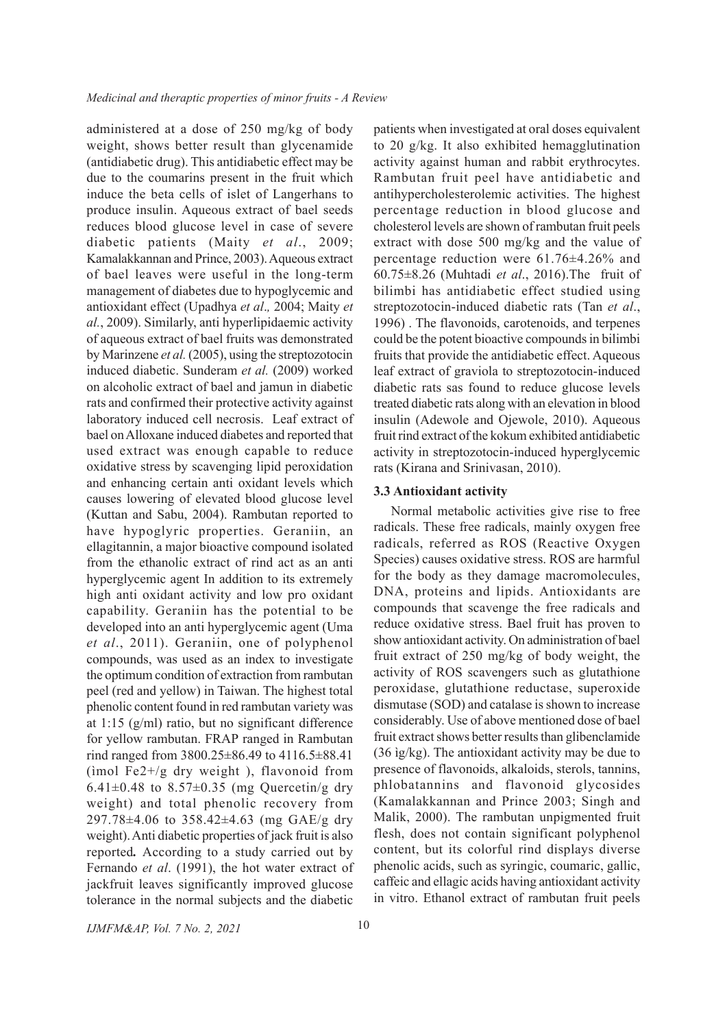administered at a dose of 250 mg/kg of body weight, shows better result than glycenamide (antidiabetic drug). This antidiabetic effect may be due to the coumarins present in the fruit which induce the beta cells of islet of Langerhans to produce insulin. Aqueous extract of bael seeds reduces blood glucose level in case of severe diabetic patients (Maity *et al*., 2009; Kamalakkannan and Prince, 2003). Aqueous extract of bael leaves were useful in the long-term management of diabetes due to hypoglycemic and antioxidant effect (Upadhya *et al*., 2004; Maity *et al.*, 2009). Similarly, anti hyperlipidaemic activity of aqueous extract of bael fruits was demonstrated by Marinzene *et al.* (2005), using the streptozotocin induced diabetic. Sunderam *et al.* (2009) worked on alcoholic extract of bael and jamun in diabetic rats and confirmed their protective activity against laboratory induced cell necrosis. Leaf extract of bael on Alloxane induced diabetes and reported that used extract was enough capable to reduce oxidative stress by scavenging lipid peroxidation and enhancing certain anti oxidant levels which causes lowering of elevated blood glucose level (Kuttan and Sabu, 2004). Rambutan reported to have hypoglyric properties. Geraniin, an ellagitannin, a major bioactive compound isolated from the ethanolic extract of rind act as an anti hyperglycemic agent In addition to its extremely high anti oxidant activity and low pro oxidant capability. Geraniin has the potential to be developed into an anti hyperglycemic agent (Uma *et al*., 2011). Geraniin, one of polyphenol compounds, was used as an index to investigate the optimum condition of extraction from rambutan peel (red and yellow) in Taiwan. The highest total phenolic content found in red rambutan variety was at 1:15 (g/ml) ratio, but no significant difference for yellow rambutan. FRAP ranged in Rambutan rind ranged from 3800.25±86.49 to 4116.5±88.41 (ìmol $Fe^{2+}$/g dry weight ), flavonoid from 6.41±0.48 to 8.57±0.35 (mg Quercetin/g dry weight) and total phenolic recovery from 297.78±4.06 to 358.42±4.63 (mg GAE/g dry weight). Anti diabetic properties of jack fruit is also reported**.** According to a study carried out by Fernando *et al*. (1991), the hot water extract of jackfruit leaves significantly improved glucose tolerance in the normal subjects and the diabetic patients when investigated at oral doses equivalent to 20 g/kg. It also exhibited hemagglutination activity against human and rabbit erythrocytes. Rambutan fruit peel have antidiabetic and antihypercholesterolemic activities. The highest percentage reduction in blood glucose and cholesterol levels are shown of rambutan fruit peels extract with dose 500 mg/kg and the value of percentage reduction were 61.76±4.26% and 60.75±8.26 (Muhtadi *et al*., 2016).The fruit of bilimbi has antidiabetic effect studied using streptozotocin-induced diabetic rats (Tan *et al*., 1996) . The flavonoids, carotenoids, and terpenes could be the potent bioactive compounds in bilimbi fruits that provide the antidiabetic effect. Aqueous leaf extract of graviola to streptozotocin-induced diabetic rats sas found to reduce glucose levels treated diabetic rats along with an elevation in blood insulin (Adewole and Ojewole, 2010). Aqueous fruit rind extract of the kokum exhibited antidiabetic activity in streptozotocin-induced hyperglycemic rats (Kirana and Srinivasan, 2010).

### 3.3 Antioxidant activity

Normal metabolic activities give rise to free radicals. These free radicals, mainly oxygen free radicals, referred as ROS (Reactive Oxygen Species) causes oxidative stress. ROS are harmful for the body as they damage macromolecules, DNA, proteins and lipids. Antioxidants are compounds that scavenge the free radicals and reduce oxidative stress. Bael fruit has proven to show antioxidant activity. On administration of bael fruit extract of 250 mg/kg of body weight, the activity of ROS scavengers such as glutathione peroxidase, glutathione reductase, superoxide dismutase (SOD) and catalase is shown to increase considerably. Use of above mentioned dose of bael fruit extract shows better results than glibenclamide (36 ìg/kg). The antioxidant activity may be due to presence of flavonoids, alkaloids, sterols, tannins, phlobatannins and flavonoid glycosides (Kamalakkannan and Prince 2003; Singh and Malik, 2000). The rambutan unpigmented fruit flesh, does not contain significant polyphenol content, but its colorful rind displays diverse phenolic acids, such as syringic, coumaric, gallic, caffeic and ellagic acids having antioxidant activity in vitro. Ethanol extract of rambutan fruit peels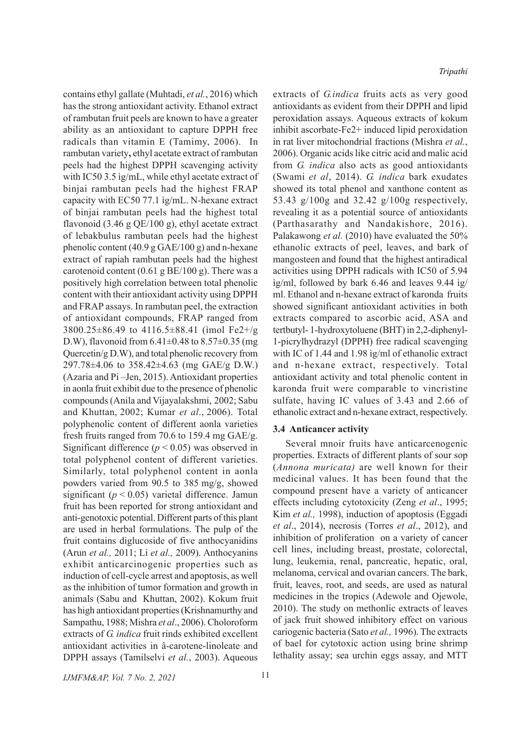contains ethyl gallate (Muhtadi, *et al.*, 2016) which has the strong antioxidant activity. Ethanol extract of rambutan fruit peels are known to have a greater ability as an antioxidant to capture DPPH free radicals than vitamin E (Tamimy, 2006). In rambutan variety**,** ethyl acetate extract of rambutan peels had the highest DPPH scavenging activity with IC50 3.5 ìg/mL, while ethyl acetate extract of binjai rambutan peels had the highest FRAP capacity with EC50 77.1 ìg/mL. N-hexane extract of binjai rambutan peels had the highest total flavonoid (3.46 g QE/100 g), ethyl acetate extract of lebakbulus rambutan peels had the highest phenolic content (40.9 g GAE/100 g) and n-hexane extract of rapiah rambutan peels had the highest carotenoid content (0.61 g BE/100 g). There was a positively high correlation between total phenolic content with their antioxidant activity using DPPH and FRAP assays. In rambutan peel, the extraction of antioxidant compounds, FRAP ranged from 3800.25±86.49 to 4116.5±88.41 (ìmol $Fe^{2+}$/g D.W), flavonoid from 6.41±0.48 to 8.57±0.35 (mg Quercetin/g D.W), and total phenolic recovery from 297.78±4.06 to 358.42±4.63 (mg GAE/g D.W.) (Azaria and Pi –Jen, 2015). Antioxidant properties in aonla fruit exhibit due to the presence of phenolic compounds (Anila and Vijayalakshmi, 2002; Sabu and Khuttan, 2002; Kumar *et al.*, 2006). Total polyphenolic content of different aonla varieties fresh fruits ranged from 70.6 to 159.4 mg GAE/g. Significant difference ($p < 0.05$) was observed in total polyphenol content of different varieties. Similarly, total polyphenol content in aonla powders varied from 90.5 to 385 mg/g, showed significant ($p < 0.05$) varietal difference. Jamun fruit has been reported for strong antioxidant and anti-genotoxic potential. Different parts of this plant are used in herbal formulations. The pulp of the fruit contains diglucoside of five anthocyanidins (Arun *et al.,* 2011; Li *et al.,* 2009). Anthocyanins exhibit anticarcinogenic properties such as induction of cell-cycle arrest and apoptosis, as well as the inhibition of tumor formation and growth in animals (Sabu and Khuttan, 2002). Kokum fruit has high antioxidant properties (Krishnamurthy and Sampathu, 1988; Mishra *et al*., 2006). Choloroform extracts of *G. indica* fruit rinds exhibited excellent antioxidant activities in â-carotene-linoleate and DPPH assays (Tamilselvi *et al.*, 2003). Aqueous extracts of *G.indica* fruits acts as very good antioxidants as evident from their DPPH and lipid peroxidation assays. Aqueous extracts of kokum inhibit ascorbate-$Fe^{2+}$ induced lipid peroxidation in rat liver mitochondrial fractions (Mishra *et al.*, 2006). Organic acids like citric acid and malic acid from *G. indica* also acts as good antioxidants (Swami *et al*, 2014). *G. indica* bark exudates showed its total phenol and xanthone content as 53.43 g/100g and 32.42 g/100g respectively, revealing it as a potential source of antioxidants (Parthasarathy and Nandakishore, 2016). Palakawong *et al.* (2010) have evaluated the 50% ethanolic extracts of peel, leaves, and bark of mangosteen and found that the highest antiradical activities using DPPH radicals with IC50 of 5.94 ìg/ml, followed by bark 6.46 and leaves 9.44 ìg/ml. Ethanol and n-hexane extract of karonda fruits showed significant antioxidant activities in both extracts compared to ascorbic acid, ASA and tertbutyl- 1-hydroxytoluene (BHT) in 2,2-diphenyl-1-picrylhydrazyl (DPPH) free radical scavenging with IC of 1.44 and 1.98 ìg/ml of ethanolic extract and n-hexane extract, respectively. Total antioxidant activity and total phenolic content in karonda fruit were comparable to vincristine sulfate, having IC values of 3.43 and 2.66 of ethanolic extract and n-hexane extract, respectively.

### 3.4 Anticancer activity

Several mnoir fruits have anticarcenogenic properties. Extracts of different plants of sour sop (*Annona muricata)* are well known for their medicinal values. It has been found that the compound present have a variety of anticancer effects including cytotoxicity (Zeng *et al*., 1995; Kim *et al.,* 1998), induction of apoptosis (Eggadi *et al*., 2014), necrosis (Torres *et al*., 2012), and inhibition of proliferation on a variety of cancer cell lines, including breast, prostate, colorectal, lung, leukemia, renal, pancreatic, hepatic, oral, melanoma, cervical and ovarian cancers. The bark, fruit, leaves, root, and seeds, are used as natural medicines in the tropics (Adewole and Ojewole, 2010). The study on methonlic extracts of leaves of jack fruit showed inhibitory effect on various cariogenic bacteria (Sato *et al.,* 1996). The extracts of bael for cytotoxic action using brine shrimp lethality assay; sea urchin eggs assay, and MTT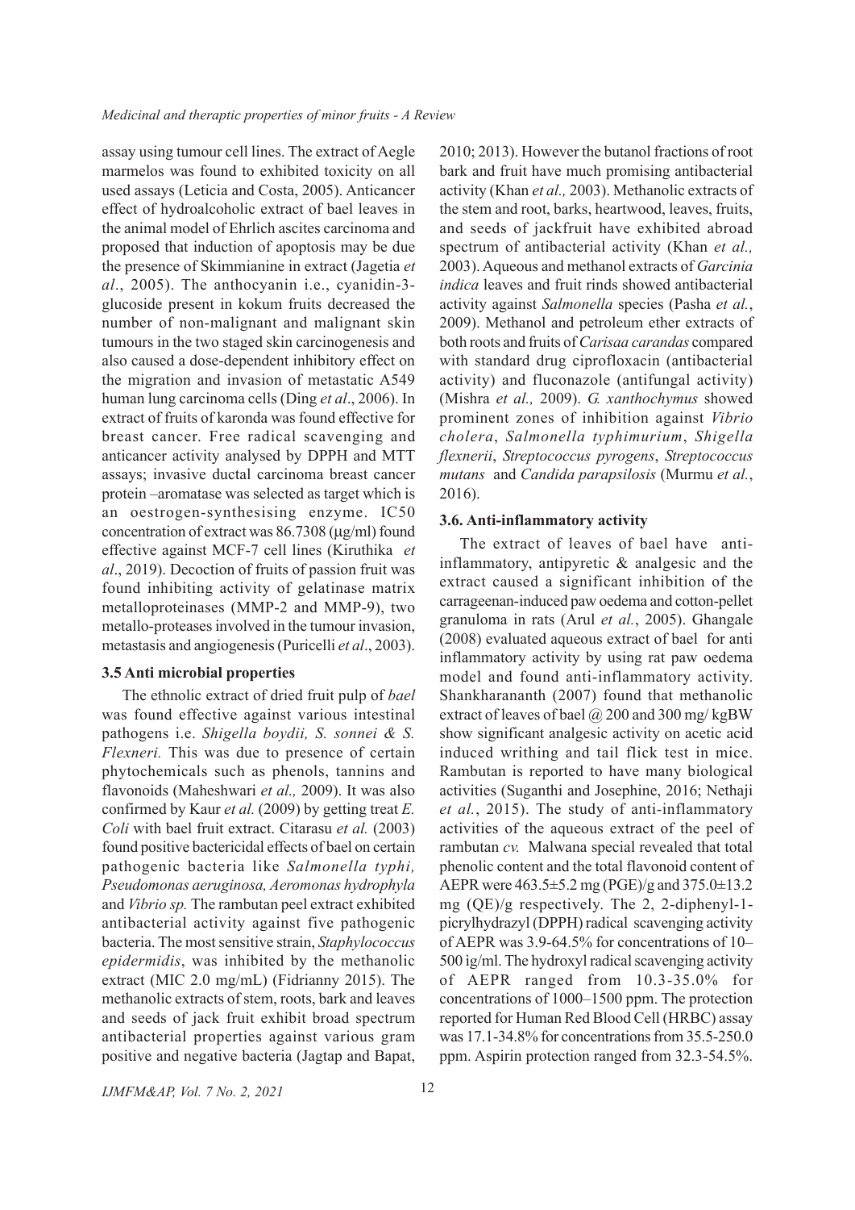assay using tumour cell lines. The extract of Aegle marmelos was found to exhibited toxicity on all used assays (Leticia and Costa, 2005). Anticancer effect of hydroalcoholic extract of bael leaves in the animal model of Ehrlich ascites carcinoma and proposed that induction of apoptosis may be due the presence of Skimmianine in extract (Jagetia *et al*., 2005). The anthocyanin i.e., cyanidin-3-glucoside present in kokum fruits decreased the number of non-malignant and malignant skin tumours in the two staged skin carcinogenesis and also caused a dose-dependent inhibitory effect on the migration and invasion of metastatic A549 human lung carcinoma cells (Ding *et al*., 2006). In extract of fruits of karonda was found effective for breast cancer. Free radical scavenging and anticancer activity analysed by DPPH and MTT assays; invasive ductal carcinoma breast cancer protein –aromatase was selected as target which is an oestrogen-synthesising enzyme. IC50 concentration of extract was 86.7308 (µg/ml) found effective against MCF-7 cell lines (Kiruthika *et al*., 2019). Decoction of fruits of passion fruit was found inhibiting activity of gelatinase matrix metalloproteinases (MMP-2 and MMP-9), two metallo-proteases involved in the tumour invasion, metastasis and angiogenesis (Puricelli *et al*., 2003).

### 3.5 Anti microbial properties

The ethnolic extract of dried fruit pulp of *bael* was found effective against various intestinal pathogens i.e. *Shigella boydii, S. sonnei & S. Flexneri.* This was due to presence of certain phytochemicals such as phenols, tannins and flavonoids (Maheshwari *et al.,* 2009). It was also confirmed by Kaur *et al.* (2009) by getting treat *E. Coli* with bael fruit extract. Citarasu *et al.* (2003) found positive bactericidal effects of bael on certain pathogenic bacteria like *Salmonella typhi, Pseudomonas aeruginosa, Aeromonas hydrophyla* and *Vibrio sp.* The rambutan peel extract exhibited antibacterial activity against five pathogenic bacteria. The most sensitive strain, *Staphylocoocus epidermidis*, was inhibited by the methanolic extract (MIC 2.0 mg/mL) (Fidrianny 2015). The methanolic extracts of stem, roots, bark and leaves and seeds of jack fruit exhibit broad spectrum antibacterial properties against various gram positive and negative bacteria (Jagtap and Bapat, 2010; 2013). However the butanol fractions of root bark and fruit have much promising antibacterial activity (Khan *et al.,* 2003). Methanolic extracts of the stem and root, barks, heartwood, leaves, fruits, and seeds of jackfruit have exhibited abroad spectrum of antibacterial activity (Khan *et al.,* 2003). Aqueous and methanol extracts of *Garcinia indica* leaves and fruit rinds showed antibacterial activity against *Salmonella* species (Pasha *et al.*, 2009). Methanol and petroleum ether extracts of both roots and fruits of *Carisaa carandas* compared with standard drug ciprofloxacin (antibacterial activity) and fluconazole (antifungal activity) (Mishra *et al.,* 2009). *G. xanthochymus* showed prominent zones of inhibition against *Vibrio cholera*, *Salmonella typhimurium*, *Shigella flexnerii*, *Streptococcus pyrogens*, *Streptococcus mutans* and *Candida parapsilosis* (Murmu *et al.*, 2016).

### 3.6. Anti-inflammatory activity

The extract of leaves of bael have anti-inflammatory, antipyretic & analgesic and the extract caused a significant inhibition of the carrageenan-induced paw oedema and cotton-pellet granuloma in rats (Arul *et al.*, 2005). Ghangale (2008) evaluated aqueous extract of bael for anti inflammatory activity by using rat paw oedema model and found anti-inflammatory activity. Shankharananth (2007) found that methanolic extract of leaves of bael @ 200 and 300 mg/ kgBW show significant analgesic activity on acetic acid induced writhing and tail flick test in mice. Rambutan is reported to have many biological activities (Suganthi and Josephine, 2016; Nethaji *et al.*, 2015). The study of anti-inflammatory activities of the aqueous extract of the peel of rambutan *cv.* Malwana special revealed that total phenolic content and the total flavonoid content of AEPR were 463.5±5.2 mg (PGE)/g and 375.0±13.2 mg (QE)/g respectively. The 2, 2-diphenyl-1-picrylhydrazyl (DPPH) radical scavenging activity of AEPR was 3.9-64.5% for concentrations of 10–500 ìg/ml. The hydroxyl radical scavenging activity of AEPR ranged from 10.3-35.0% for concentrations of 1000–1500 ppm. The protection reported for Human Red Blood Cell (HRBC) assay was 17.1-34.8% for concentrations from 35.5-250.0 ppm. Aspirin protection ranged from 32.3-54.5%.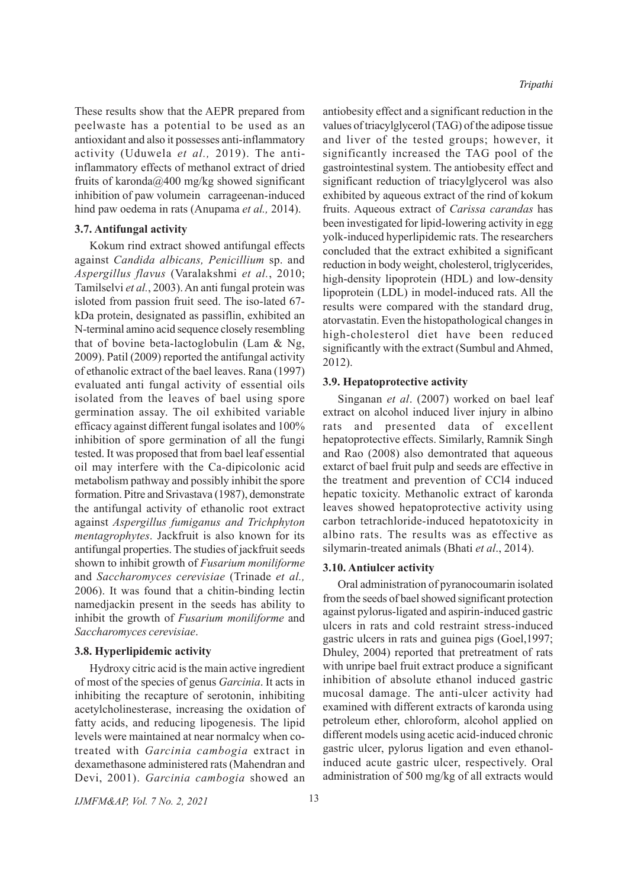These results show that the AEPR prepared from peelwaste has a potential to be used as an antioxidant and also it possesses anti-inflammatory activity (Uduwela *et al.,* 2019). The anti-inflammatory effects of methanol extract of dried fruits of karonda@400 mg/kg showed significant inhibition of paw volumein carrageenan-induced hind paw oedema in rats (Anupama *et al.,* 2014).

### 3.7. Antifungal activity

Kokum rind extract showed antifungal effects against *Candida albicans, Penicillium* sp. and *Aspergillus flavus* (Varalakshmi *et al.*, 2010; Tamilselvi *et al.*, 2003). An anti fungal protein was isloted from passion fruit seed. The iso-lated 67-kDa protein, designated as passiflin, exhibited an N-terminal amino acid sequence closely resembling that of bovine beta-lactoglobulin (Lam & Ng, 2009). Patil (2009) reported the antifungal activity of ethanolic extract of the bael leaves. Rana (1997) evaluated anti fungal activity of essential oils isolated from the leaves of bael using spore germination assay. The oil exhibited variable efficacy against different fungal isolates and 100% inhibition of spore germination of all the fungi tested. It was proposed that from bael leaf essential oil may interfere with the Ca-dipicolonic acid metabolism pathway and possibly inhibit the spore formation. Pitre and Srivastava (1987), demonstrate the antifungal activity of ethanolic root extract against *Aspergillus fumiganus and Trichphyton mentagrophytes*. Jackfruit is also known for its antifungal properties. The studies of jackfruit seeds shown to inhibit growth of *Fusarium moniliforme* and *Saccharomyces cerevisiae* (Trinade *et al.,* 2006). It was found that a chitin-binding lectin namedjackin present in the seeds has ability to inhibit the growth of *Fusarium moniliforme* and *Saccharomyces cerevisiae*.

### 3.8. Hyperlipidemic activity

Hydroxy citric acid is the main active ingredient of most of the species of genus *Garcinia*. It acts in inhibiting the recapture of serotonin, inhibiting acetylcholinesterase, increasing the oxidation of fatty acids, and reducing lipogenesis. The lipid levels were maintained at near normalcy when co-treated with *Garcinia cambogia* extract in dexamethasone administered rats (Mahendran and Devi, 2001). *Garcinia cambogia* showed an antiobesity effect and a significant reduction in the values of triacylglycerol (TAG) of the adipose tissue and liver of the tested groups; however, it significantly increased the TAG pool of the gastrointestinal system. The antiobesity effect and significant reduction of triacylglycerol was also exhibited by aqueous extract of the rind of kokum fruits. Aqueous extract of *Carissa carandas* has been investigated for lipid-lowering activity in egg yolk-induced hyperlipidemic rats. The researchers concluded that the extract exhibited a significant reduction in body weight, cholesterol, triglycerides, high-density lipoprotein (HDL) and low-density lipoprotein (LDL) in model-induced rats. All the results were compared with the standard drug, atorvastatin. Even the histopathological changes in high-cholesterol diet have been reduced significantly with the extract (Sumbul and Ahmed, 2012).

### 3.9. Hepatoprotective activity

Singanan *et al*. (2007) worked on bael leaf extract on alcohol induced liver injury in albino rats and presented data of excellent hepatoprotective effects. Similarly, Ramnik Singh and Rao (2008) also demontrated that aqueous extarct of bael fruit pulp and seeds are effective in the treatment and prevention of $CCl_4$ induced hepatic toxicity. Methanolic extract of karonda leaves showed hepatoprotective activity using carbon tetrachloride-induced hepatotoxicity in albino rats. The results was as effective as silymarin-treated animals (Bhati *et al*., 2014).

### 3.10. Antiulcer activity

Oral administration of pyranocoumarin isolated from the seeds of bael showed significant protection against pylorus-ligated and aspirin-induced gastric ulcers in rats and cold restraint stress-induced gastric ulcers in rats and guinea pigs (Goel,1997; Dhuley, 2004) reported that pretreatment of rats with unripe bael fruit extract produce a significant inhibition of absolute ethanol induced gastric mucosal damage. The anti-ulcer activity had examined with different extracts of karonda using petroleum ether, chloroform, alcohol applied on different models using acetic acid-induced chronic gastric ulcer, pylorus ligation and even ethanol-induced acute gastric ulcer, respectively. Oral administration of 500 mg/kg of all extracts would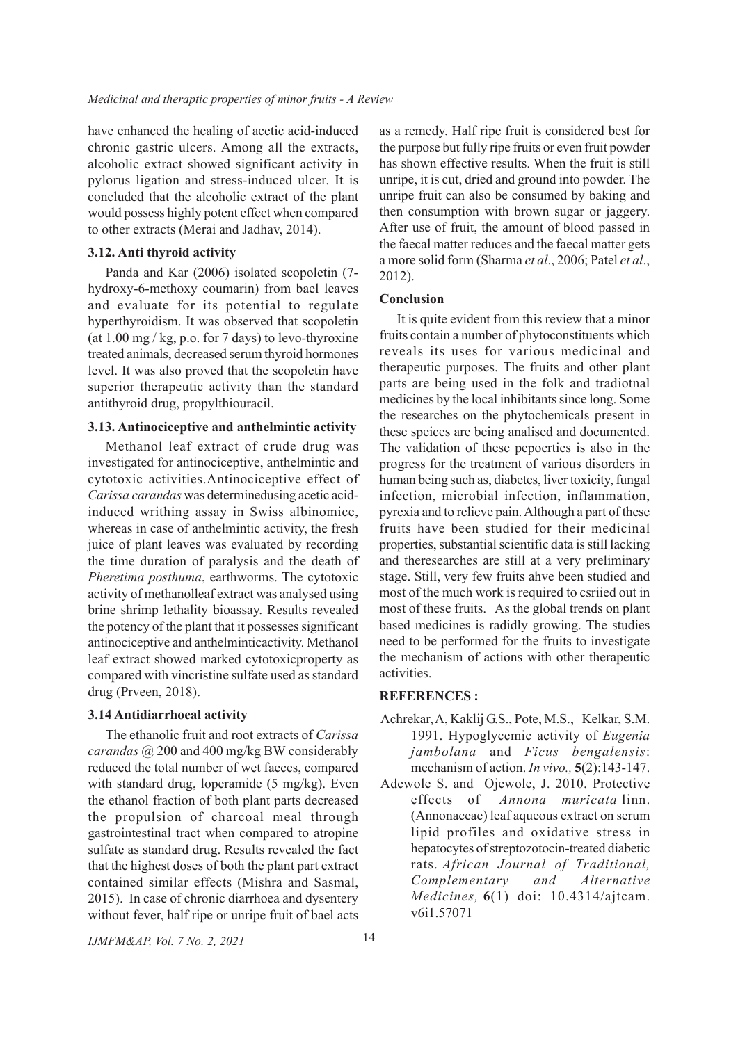have enhanced the healing of acetic acid-induced chronic gastric ulcers. Among all the extracts, alcoholic extract showed significant activity in pylorus ligation and stress-induced ulcer. It is concluded that the alcoholic extract of the plant would possess highly potent effect when compared to other extracts (Merai and Jadhav, 2014).

### 3.12. Anti thyroid activity

Panda and Kar (2006) isolated scopoletin (7-hydroxy-6-methoxy coumarin) from bael leaves and evaluate for its potential to regulate hyperthyroidism. It was observed that scopoletin (at 1.00 mg / kg, p.o. for 7 days) to levo-thyroxine treated animals, decreased serum thyroid hormones level. It was also proved that the scopoletin have superior therapeutic activity than the standard antithyroid drug, propylthiouracil.

### 3.13. Antinociceptive and anthelmintic activity

Methanol leaf extract of crude drug was investigated for antinociceptive, anthelmintic and cytotoxic activities.Antinociceptive effect of *Carissa carandas* was determinedusing acetic acid-induced writhing assay in Swiss albinomice, whereas in case of anthelmintic activity, the fresh juice of plant leaves was evaluated by recording the time duration of paralysis and the death of *Pheretima posthuma*, earthworms. The cytotoxic activity of methanolleaf extract was analysed using brine shrimp lethality bioassay. Results revealed the potency of the plant that it possesses significant antinociceptive and anthelminticactivity. Methanol leaf extract showed marked cytotoxicproperty as compared with vincristine sulfate used as standard drug (Prveen, 2018).

### 3.14 Antidiarrhoeal activity

The ethanolic fruit and root extracts of *Carissa carandas* @ 200 and 400 mg/kg BW considerably reduced the total number of wet faeces, compared with standard drug, loperamide (5 mg/kg). Even the ethanol fraction of both plant parts decreased the propulsion of charcoal meal through gastrointestinal tract when compared to atropine sulfate as standard drug. Results revealed the fact that the highest doses of both the plant part extract contained similar effects (Mishra and Sasmal, 2015). In case of chronic diarrhoea and dysentery without fever, half ripe or unripe fruit of bael acts as a remedy. Half ripe fruit is considered best for the purpose but fully ripe fruits or even fruit powder has shown effective results. When the fruit is still unripe, it is cut, dried and ground into powder. The unripe fruit can also be consumed by baking and then consumption with brown sugar or jaggery. After use of fruit, the amount of blood passed in the faecal matter reduces and the faecal matter gets a more solid form (Sharma *et al*., 2006; Patel *et al*., 2012).

### Conclusion

It is quite evident from this review that a minor fruits contain a number of phytoconstituents which reveals its uses for various medicinal and therapeutic purposes. The fruits and other plant parts are being used in the folk and tradiotnal medicines by the local inhibitants since long. Some the researches on the phytochemicals present in these speices are being analised and documented. The validation of these pepoerties is also in the progress for the treatment of various disorders in human being such as, diabetes, liver toxicity, fungal infection, microbial infection, inflammation, pyrexia and to relieve pain. Although a part of these fruits have been studied for their medicinal properties, substantial scientific data is still lacking and theresearches are still at a very preliminary stage. Still, very few fruits ahve been studied and most of the much work is required to csriied out in most of these fruits. As the global trends on plant based medicines is radidly growing. The studies need to be performed for the fruits to investigate the mechanism of actions with other therapeutic activities.

### REFERENCES :

Achrekar, A, Kaklij G.S., Pote, M.S., Kelkar, S.M. 1991. Hypoglycemic activity of *Eugenia jambolana* and *Ficus bengalensis*: mechanism of action. *In vivo.,* **5**(2):143-147.

Adewole S. and Ojewole, J. 2010. Protective effects of *Annona muricata* linn. (Annonaceae) leaf aqueous extract on serum lipid profiles and oxidative stress in hepatocytes of streptozotocin-treated diabetic rats. *African Journal of Traditional, Complementary and Alternative Medicines,* **6**(1) doi: 10.4314/ajtcam. v6i1.57071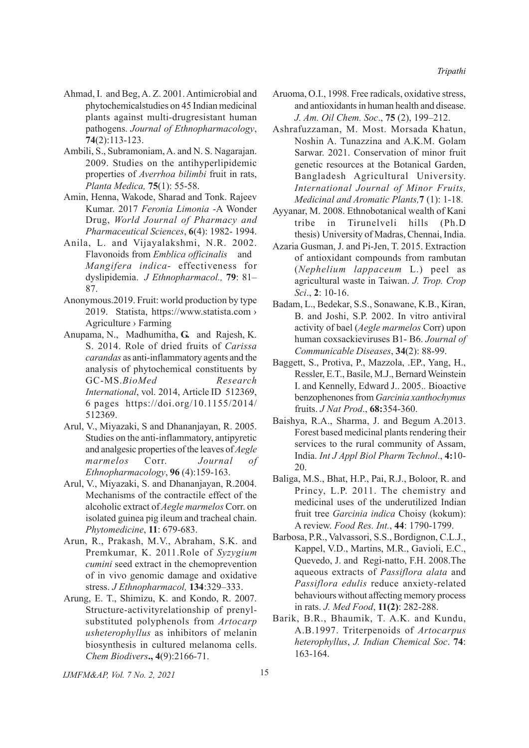Ahmad, I. and Beg, A. Z. 2001. Antimicrobial and phytochemicalstudies on 45 Indian medicinal plants against multi-drugresistant human pathogens. *Journal of Ethnopharmacology*, **74**(2):113-123.

Ambili, S., Subramoniam, A. and N. S. Nagarajan. 2009. Studies on the antihyperlipidemic properties of *Averrhoa bilimbi* fruit in rats, *Planta Medica,* **75**(1): 55-58.

Amin, Henna, Wakode, Sharad and Tonk. Rajeev Kumar. 2017 *Feronia Limonia* -A Wonder Drug, *World Journal of Pharmacy and Pharmaceutical Sciences*, **6**(4): 1982- 1994.

Anila, L. and Vijayalakshmi, N.R. 2002. Flavonoids from *Emblica officinalis* and *Mangifera indica*- effectiveness for dyslipidemia. *J Ethnopharmacol.,* **79**: 81–87.

Anonymous.2019. Fruit: world production by type 2019. Statista, https://www.statista.com › Agriculture › Farming

Anupama, N., Madhumitha, **G.** and Rajesh, K. S. 2014. Role of dried fruits of *Carissa carandas* as anti-inflammatory agents and the analysis of phytochemical constituents by GC-MS.*BioMed Research International*, vol. 2014, Article ID 512369, 6 pages https://doi.org/10.1155/2014/512369.

Arul, V., Miyazaki, S and Dhananjayan, R. 2005. Studies on the anti-inflammatory, antipyretic and analgesic properties of the leaves of *Aegle marmelos* Corr. *Journal of Ethnopharmacology*, **96** (4):159-163.

Arul, V., Miyazaki, S. and Dhananjayan, R.2004. Mechanisms of the contractile effect of the alcoholic extract of *Aegle marmelos* Corr. on isolated guinea pig ileum and tracheal chain. *Phytomedicine*, **11**: 679-683.

Arun, R., Prakash, M.V., Abraham, S.K. and Premkumar, K. 2011.Role of *Syzygium cumini* seed extract in the chemoprevention of in vivo genomic damage and oxidative stress. *J Ethnopharmacol,* **134**:329–333.

Arung, E. T., Shimizu, K. and Kondo, R. 2007. Structure-activityrelationship of prenyl-substituted polyphenols from *Artocarp usheterophyllus* as inhibitors of melanin biosynthesis in cultured melanoma cells. *Chem Biodivers***.,** **4**(9):2166-71.

Aruoma, O.I., 1998. Free radicals, oxidative stress, and antioxidants in human health and disease. *J. Am. Oil Chem. Soc*., **75** (2), 199–212.

Ashrafuzzaman, M. Most. Morsada Khatun, Noshin A. Tunazzina and A.K.M. Golam Sarwar. 2021. Conservation of minor fruit genetic resources at the Botanical Garden, Bangladesh Agricultural University. *International Journal of Minor Fruits, Medicinal and Aromatic Plants,***7** (1): 1-18.

Ayyanar, M. 2008. Ethnobotanical wealth of Kani tribe in Tirunelveli hills (Ph.D thesis) University of Madras, Chennai, India.

Azaria Gusman, J. and Pi-Jen, T. 2015. Extraction of antioxidant compounds from rambutan (*Nephelium lappaceum* L.) peel as agricultural waste in Taiwan. *J. Trop. Crop Sci*., **2**: 10-16.

Badam, L., Bedekar, S.S., Sonawane, K.B., Kiran, B. and Joshi, S.P. 2002. In vitro antiviral activity of bael (*Aegle marmelos* Corr) upon human coxsackieviruses B1- B6. *Journal of Communicable Diseases*, **34**(2): 88-99.

Baggett, S., Protiva, P., Mazzola, .EP., Yang, H., Ressler, E.T., Basile, M.J., Bernard Weinstein I. and Kennelly, Edward J.. 2005.. Bioactive benzophenones from *Garcinia xanthochymus* fruits. *J Nat Prod*., **68:**354-360.

Baishya, R.A., Sharma, J. and Begum A.2013. Forest based medicinal plants rendering their services to the rural community of Assam, India. *Int J Appl Biol Pharm Technol*., **4:**10-20.

Baliga, M.S., Bhat, H.P., Pai, R.J., Boloor, R. and Princy, L.P. 2011. The chemistry and medicinal uses of the underutilized Indian fruit tree *Garcinia indica* Choisy (kokum): A review. *Food Res. Int.*, **44**: 1790-1799.

Barbosa, P.R., Valvassori, S.S., Bordignon, C.L.J., Kappel, V.D., Martins, M.R., Gavioli, E.C., Quevedo, J. and Regi-natto, F.H. 2008.The aqueous extracts of *Passiflora alata* and *Passiflora edulis* reduce anxiety-related behaviours without affecting memory process in rats. *J. Med Food*, **11(2)**: 282-288.

Barik, B.R., Bhaumik, T. A.K. and Kundu, A.B.1997. Triterpenoids of *Artocarpus heterophyllus*, *J. Indian Chemical Soc*. **74**: 163-164.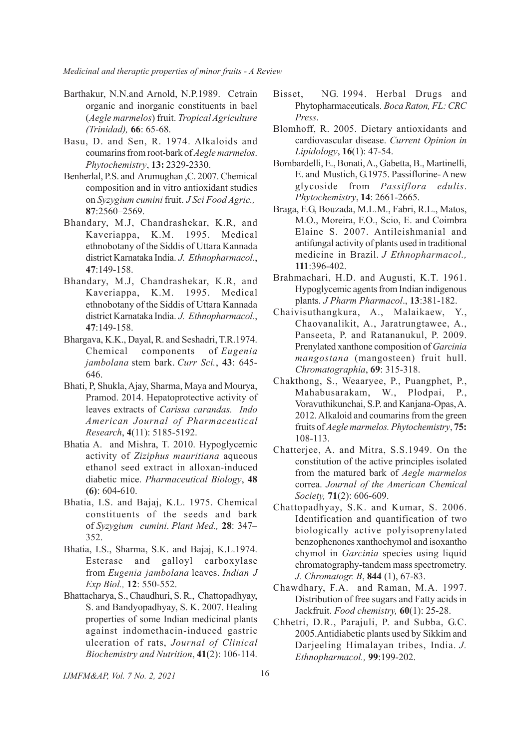Barthakur, N.N.and Arnold, N.P.1989. Cetrain organic and inorganic constituents in bael (*Aegle marmelos*) fruit. *Tropical Agriculture (Trinidad),* **66**: 65-68.

Basu, D. and Sen, R. 1974. Alkaloids and coumarins from root-bark of *Aegle marmelos*. *Phytochemistry*, **13:** 2329-2330.

Benherlal, P.S. and Arumughan ,C. 2007. Chemical composition and in vitro antioxidant studies on *Syzygium cumini* fruit. *J Sci Food Agric.,* **87**:2560–2569.

Bhandary, M.J, Chandrashekar, K.R, and Kaveriappa, K.M. 1995. Medical ethnobotany of the Siddis of Uttara Kannada district Karnataka India. *J. Ethnopharmacol.*, **47**:149-158.

Bhandary, M.J, Chandrashekar, K.R, and Kaveriappa, K.M. 1995. Medical ethnobotany of the Siddis of Uttara Kannada district Karnataka India. *J. Ethnopharmacol.*, **47**:149-158.

Bhargava, K.K., Dayal, R. and Seshadri, T.R.1974. Chemical components of *Eugenia jambolana* stem bark. *Curr Sci.*, **43**: 645-646.

Bhati, P, Shukla, Ajay, Sharma, Maya and Mourya, Pramod. 2014. Hepatoprotective activity of leaves extracts of *Carissa carandas. Indo American Journal of Pharmaceutical Research*, **4**(11): 5185-5192.

Bhatia A. and Mishra, T. 2010. Hypoglycemic activity of *Ziziphus mauritiana* aqueous ethanol seed extract in alloxan-induced diabetic mice. *Pharmaceutical Biology*, **48 (6)**: 604-610.

Bhatia, I.S. and Bajaj, K.L. 1975. Chemical constituents of the seeds and bark of *Syzygium cumini*. *Plant Med.,* **28**: 347–352.

Bhatia, I.S., Sharma, S.K. and Bajaj, K.L.1974. Esterase and galloyl carboxylase from *Eugenia jambolana* leaves. *Indian J Exp Biol.,* **12**: 550-552.

Bhattacharya, S., Chaudhuri, S. R., Chattopadhyay, S. and Bandyopadhyay, S. K. 2007. Healing properties of some Indian medicinal plants against indomethacin-induced gastric ulceration of rats, *Journal of Clinical Biochemistry and Nutrition*, **41**(2): 106-114.

Bisset, NG. 1994. Herbal Drugs and Phytopharmaceuticals. *Boca Raton, FL: CRC Press*.

Blomhoff, R. 2005. Dietary antioxidants and cardiovascular disease. *Current Opinion in Lipidology*, **16**(1): 47-54.

Bombardelli, E., Bonati, A., Gabetta, B., Martinelli, E. and Mustich, G.1975. Passiflorine- A new glycoside from *Passiflora edulis*. *Phytochemistry*, **14**: 2661-2665.

Braga, F.G, Bouzada, M.L.M., Fabri, R.L., Matos, M.O., Moreira, F.O., Scio, E. and Coimbra Elaine S. 2007. Antileishmanial and antifungal activity of plants used in traditional medicine in Brazil. *J Ethnopharmacol.,* **111**:396-402.

Brahmachari, H.D. and Augusti, K.T. 1961. Hypoglycemic agents from Indian indigenous plants. *J Pharm Pharmacol*., **13**:381-182.

Chaivisuthangkura, A., Malaikaew, Y., Chaovanalikit, A., Jaratrungtawee, A., Panseeta, P. and Ratananukul, P. 2009. Prenylated xanthone composition of *Garcinia mangostana* (mangosteen) fruit hull. *Chromatographia*, **69**: 315-318.

Chakthong, S., Weaaryee, P., Puangphet, P., Mahabusarakam, W., Plodpai, P., Voravuthikunchai, S.P. and Kanjana-Opas, A. 2012. Alkaloid and coumarins from the green fruits of *Aegle marmelos. Phytochemistry*, **75:** 108-113.

Chatterjee, A. and Mitra, S.S.1949. On the constitution of the active principles isolated from the matured bark of *Aegle marmelos* correa. *Journal of the American Chemical Society,* **71**(2): 606-609.

Chattopadhyay, S.K. and Kumar, S. 2006. Identification and quantification of two biologically active polyisoprenylated benzophenones xanthochymol and isoxantho chymol in *Garcinia* species using liquid chromatography-tandem mass spectrometry. *J. Chromatogr. B*, **844** (1), 67-83.

Chawdhary, F.A. and Raman, M.A. 1997. Distribution of free sugars and Fatty acids in Jackfruit. *Food chemistry,* **60**(1): 25-28.

Chhetri, D.R., Parajuli, P. and Subba, G.C. 2005.Antidiabetic plants used by Sikkim and Darjeeling Himalayan tribes, India. *J. Ethnopharmacol.,* **99**:199-202.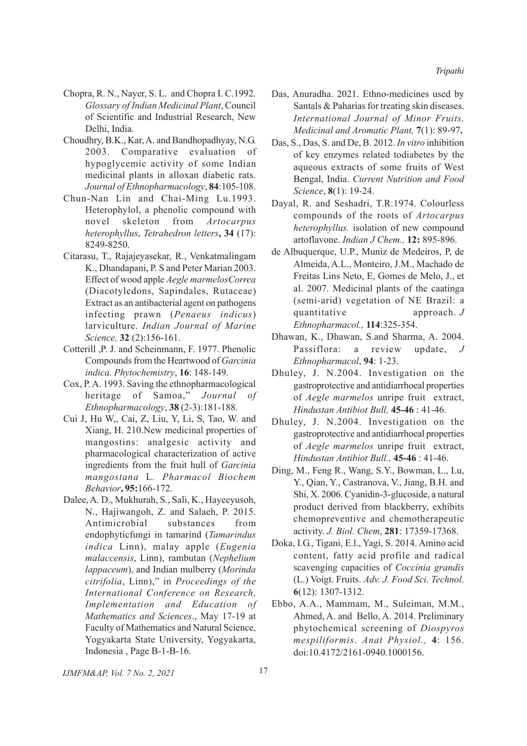Chopra, R. N., Nayer, S. L. and Chopra I. C.1992. *Glossary of Indian Medicinal Plant*, Council of Scientific and Industrial Research, New Delhi, India.

Choudhry, B.K., Kar, A. and Bandhopadhyay, N.G. 2003. Comparative evaluation of hypoglycemic activity of some Indian medicinal plants in alloxan diabetic rats. *Journal of Ethnopharmacology*, **84**:105-108.

Chun-Nan Lin and Chai-Ming Lu.1993. Heterophylol, a phenolic compound with novel skeleton from *Artocarpus heterophyllus*, *Tetrahedron letters***, 34** (17): 8249-8250.

Citarasu, T., Rajajeyasekar, R., Venkatmalingam K., Dhandapani, P. S and Peter Marian 2003. Effect of wood apple *Aegle marmelosCorrea* (Diacotyledons, Sapindales, Rutaceae) Extract as an antibacterial agent on pathogens infecting prawn (*Penaeus indicus*) larviculture. *Indian Journal of Marine Science,* **32** (2):156-161.

Cotterill ,P. J. and Scheinmann, F. 1977. Phenolic Compounds from the Heartwood of *Garcinia indica. Phytochemistry*, **16**: 148-149.

Cox, P. A. 1993. Saving the ethnopharmacological heritage of Samoa," *Journal of Ethnopharmacology*, **38** (2-3):181-188.

Cui J, Hu W,, Cai, Z, Liu, Y, Li, S, Tao, W. and Xiang, H. 210.New medicinal properties of mangostins: analgesic activity and pharmacological characterization of active ingredients from the fruit hull of *Garcinia mangostana* L*. Pharmacol Biochem Behavior***, 95:**166-172.

Dalee, A. D., Mukhurah, S., Sali, K., Hayeeyusoh, N., Hajiwangoh, Z. and Salaeh, P. 2015. Antimicrobial substances from endophyticfungi in tamarind (*Tamarindus indica* Linn), malay apple (*Eugenia malaccensis*, Linn), rambutan (*Nephelium lappaceum*), and Indian mulberry (*Morinda citrifolia*, Linn)," in *Proceedings of the International Conference on Research, Implementation and Education of Mathematics and Sciences*., May 17-19 at Faculty of Mathematics and Natural Science, Yogyakarta State University, Yogyakarta, Indonesia , Page B-1-B-16.

Das, Anuradha. 2021. Ethno-medicines used by Santals & Paharias for treating skin diseases. *International Journal of Minor Fruits, Medicinal and Aromatic Plant,* **7**(1): 89-97**.**

Das, S., Das, S. and De, B. 2012. *In vitro* inhibition of key enzymes related todiabetes by the aqueous extracts of some fruits of West Bengal, India. *Current Nutrition and Food Science*, **8**(1): 19-24.

Dayal, R. and Seshadri, T.R.1974. Colourless compounds of the roots of *Artocarpus heterophyllus.* isolation of new compound artoflavone. *Indian J Chem.,* **12:** 895-896.

de Albuquerque, U.P., Muniz de Medeiros, P, de Almeida, A.L., Monteiro, J.M., Machado de Freitas Lins Neto, E, Gomes de Melo, J., et al. 2007. Medicinal plants of the caatinga (semi-arid) vegetation of NE Brazil: a quantitative approach. *J Ethnopharmacol.,* **114**:325-354.

Dhawan, K., Dhawan, S.and Sharma, A. 2004. Passiflora: a review update, *J Ethnopharmacol*, **94**: 1-23.

Dhuley, J. N.2004. Investigation on the gastroprotective and antidiarrhoeal properties of *Aegle marmelos* unripe fruit extract, *Hindustan Antibiot Bull,* **45-46** : 41-46.

Dhuley, J. N.2004. Investigation on the gastroprotective and antidiarrhoeal properties of *Aegle marmelos* unripe fruit extract, *Hindustan Antibiot Bull.,* **45-46** : 41-46.

Ding, M., Feng R., Wang, S.Y., Bowman, L., Lu, Y., Qian, Y., Castranova, V., Jiang, B.H. and Shi, X. 2006. Cyanidin-3-glucoside, a natural product derived from blackberry, exhibits chemopreventive and chemotherapeutic activity. *J. Biol. Chem*, **281**: 17359-17368.

Doka, I.G., Tigani, E.l., Yagi, S. 2014. Amino acid content, fatty acid profile and radical scavenging capacities of *Coccinia grandis* (L.) Voigt. Fruits. *Adv. J. Food Sci. Technol*. **6**(12): 1307-1312.

Ebbo, A.A., Mammam, M., Suleiman, M.M., Ahmed, A. and Bello, A. 2014. Preliminary phytochemical screening of *Diospyros mespiliformis*. *Anat Physiol.,* **4**: 156. doi:10.4172/2161-0940.1000156.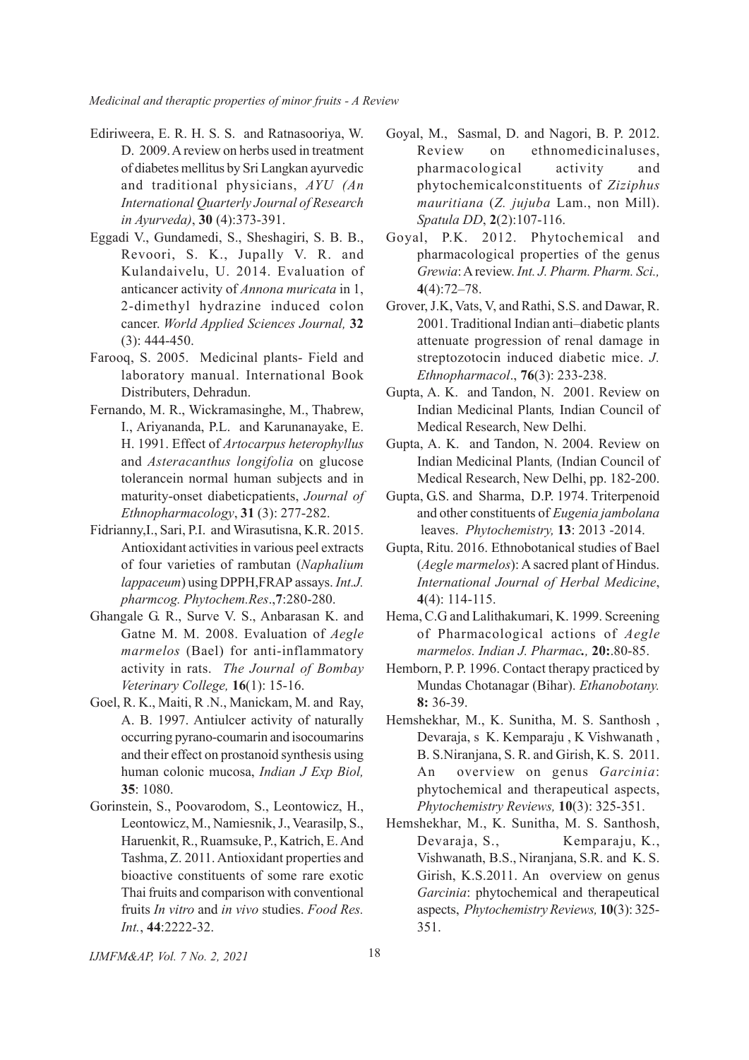Ediriweera, E. R. H. S. S. and Ratnasooriya, W. D. 2009. A review on herbs used in treatment of diabetes mellitus by Sri Langkan ayurvedic and traditional physicians, *AYU (An International Quarterly Journal of Research in Ayurveda)*, **30** (4):373-391.

Eggadi V., Gundamedi, S., Sheshagiri, S. B. B., Revoori, S. K., Jupally V. R. and Kulandaivelu, U. 2014. Evaluation of anticancer activity of *Annona muricata* in 1, 2-dimethyl hydrazine induced colon cancer. *World Applied Sciences Journal,* **32** (3): 444-450.

Farooq, S. 2005. Medicinal plants- Field and laboratory manual. International Book Distributers, Dehradun.

Fernando, M. R., Wickramasinghe, M., Thabrew, I., Ariyananda, P.L. and Karunanayake, E. H. 1991. Effect of *Artocarpus heterophyllus* and *Asteracanthus longifolia* on glucose tolerancein normal human subjects and in maturity-onset diabeticpatients, *Journal of Ethnopharmacology*, **31** (3): 277-282.

Fidrianny,I., Sari, P.I. and Wirasutisna, K.R. 2015. Antioxidant activities in various peel extracts of four varieties of rambutan (*Naphalium lappaceum*) using DPPH,FRAP assays. *Int.J. pharmcog. Phytochem.Res*.,**7**:280-280.

Ghangale G. R., Surve V. S., Anbarasan K. and Gatne M. M. 2008. Evaluation of *Aegle marmelos* (Bael) for anti-inflammatory activity in rats. *The Journal of Bombay Veterinary College,* **16**(1): 15-16.

Goel, R. K., Maiti, R .N., Manickam, M. and Ray, A. B. 1997. Antiulcer activity of naturally occurring pyrano-coumarin and isocoumarins and their effect on prostanoid synthesis using human colonic mucosa, *Indian J Exp Biol,* **35**: 1080.

Gorinstein, S., Poovarodom, S., Leontowicz, H., Leontowicz, M., Namiesnik, J., Vearasilp, S., Haruenkit, R., Ruamsuke, P., Katrich, E. And Tashma, Z. 2011. Antioxidant properties and bioactive constituents of some rare exotic Thai fruits and comparison with conventional fruits *In vitro* and *in vivo* studies. *Food Res. Int.*, **44**:2222-32.

Goyal, M., Sasmal, D. and Nagori, B. P. 2012. Review on ethnomedicinaluses, pharmacological activity and phytochemicalconstituents of *Ziziphus mauritiana* (*Z. jujuba* Lam., non Mill). *Spatula DD*, **2**(2):107-116.

Goyal, P.K. 2012. Phytochemical and pharmacological properties of the genus *Grewia*: A review. *Int. J. Pharm. Pharm. Sci.,* **4**(4):72–78.

Grover, J.K, Vats, V, and Rathi, S.S. and Dawar, R. 2001. Traditional Indian anti–diabetic plants attenuate progression of renal damage in streptozotocin induced diabetic mice. *J. Ethnopharmacol*., **76**(3): 233-238.

Gupta, A. K. and Tandon, N. 2001. Review on Indian Medicinal Plants*,* Indian Council of Medical Research, New Delhi.

Gupta, A. K. and Tandon, N. 2004. Review on Indian Medicinal Plants*,* (Indian Council of Medical Research, New Delhi, pp. 182-200.

Gupta, G.S. and Sharma, D.P. 1974. Triterpenoid and other constituents of *Eugenia jambolana* leaves. *Phytochemistry,* **13**: 2013 -2014.

Gupta, Ritu. 2016. Ethnobotanical studies of Bael (*Aegle marmelos*): A sacred plant of Hindus. *International Journal of Herbal Medicine*, **4**(4): 114-115.

Hema, C.G and Lalithakumari, K. 1999. Screening of Pharmacological actions of *Aegle marmelos. Indian J. Pharmac.,* **20:**.80-85.

Hemborn, P. P. 1996. Contact therapy practiced by Mundas Chotanagar (Bihar). *Ethanobotany.* **8:** 36-39.

Hemshekhar, M., K. Sunitha, M. S. Santhosh , Devaraja, s K. Kemparaju , K Vishwanath , B. S.Niranjana, S. R. and Girish, K. S. 2011. An overview on genus *Garcinia*: phytochemical and therapeutical aspects, *Phytochemistry Reviews,* **10**(3): 325-351.

Hemshekhar, M., K. Sunitha, M. S. Santhosh, Devaraja, S., Kemparaju, K., Vishwanath, B.S., Niranjana, S.R. and K. S. Girish, K.S.2011. An overview on genus *Garcinia*: phytochemical and therapeutical aspects, *Phytochemistry Reviews,* **10**(3): 325-351.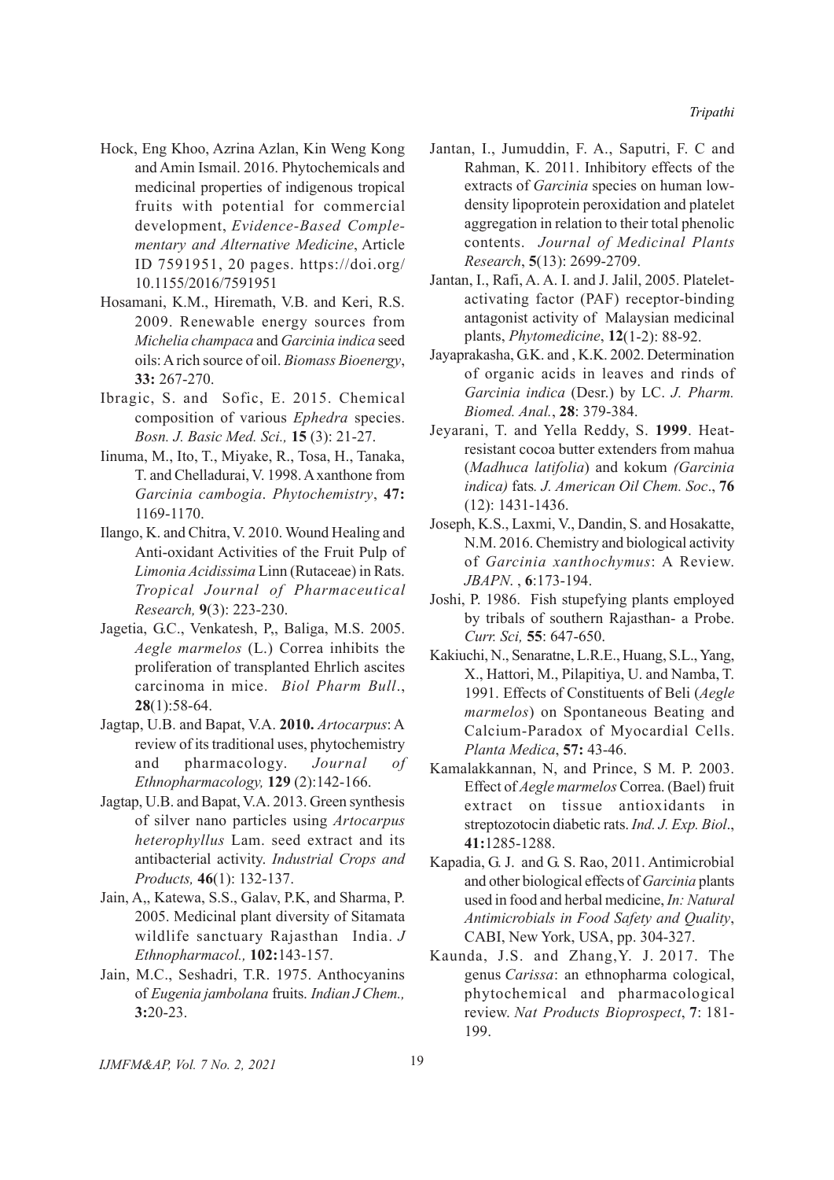Hock, Eng Khoo, Azrina Azlan, Kin Weng Kong and Amin Ismail. 2016. Phytochemicals and medicinal properties of indigenous tropical fruits with potential for commercial development, *Evidence-Based Complementary and Alternative Medicine*, Article ID 7591951, 20 pages. https://doi.org/10.1155/2016/7591951

Hosamani, K.M., Hiremath, V.B. and Keri, R.S. 2009. Renewable energy sources from *Michelia champaca* and *Garcinia indica* seed oils: A rich source of oil. *Biomass Bioenergy*, **33:** 267-270.

Ibragic, S. and Sofic, E. 2015. Chemical composition of various *Ephedra* species. *Bosn. J. Basic Med. Sci.,* **15** (3): 21-27.

Iinuma, M., Ito, T., Miyake, R., Tosa, H., Tanaka, T. and Chelladurai, V. 1998. A xanthone from *Garcinia cambogia*. *Phytochemistry*, **47:** 1169-1170.

Ilango, K. and Chitra, V. 2010. Wound Healing and Anti-oxidant Activities of the Fruit Pulp of *Limonia Acidissima* Linn (Rutaceae) in Rats. *Tropical Journal of Pharmaceutical Research,* **9**(3): 223-230.

Jagetia, G.C., Venkatesh, P,, Baliga, M.S. 2005. *Aegle marmelos* (L.) Correa inhibits the proliferation of transplanted Ehrlich ascites carcinoma in mice. *Biol Pharm Bull*., **28**(1):58-64.

Jagtap, U.B. and Bapat, V.A. **2010.** *Artocarpus*: A review of its traditional uses, phytochemistry and pharmacology. *Journal of Ethnopharmacology,* **129** (2):142-166.

Jagtap, U.B. and Bapat, V.A. 2013. Green synthesis of silver nano particles using *Artocarpus heterophyllus* Lam. seed extract and its antibacterial activity. *Industrial Crops and Products,* **46**(1): 132-137.

Jain, A,, Katewa, S.S., Galav, P.K, and Sharma, P. 2005. Medicinal plant diversity of Sitamata wildlife sanctuary Rajasthan India. *J Ethnopharmacol.,* **102:**143-157.

Jain, M.C., Seshadri, T.R. 1975. Anthocyanins of *Eugenia jambolana* fruits. *Indian J Chem.,* **3:**20-23.

Jantan, I., Jumuddin, F. A., Saputri, F. C and Rahman, K. 2011. Inhibitory effects of the extracts of *Garcinia* species on human low-density lipoprotein peroxidation and platelet aggregation in relation to their total phenolic contents. *Journal of Medicinal Plants Research*, **5**(13): 2699-2709.

Jantan, I., Rafi, A. A. I. and J. Jalil, 2005. Platelet-activating factor (PAF) receptor-binding antagonist activity of Malaysian medicinal plants, *Phytomedicine*, **12**(1-2): 88-92.

Jayaprakasha, G.K. and , K.K. 2002. Determination of organic acids in leaves and rinds of *Garcinia indica* (Desr.) by LC. *J. Pharm. Biomed. Anal.*, **28**: 379-384.

Jeyarani, T. and Yella Reddy, S. **1999**. Heat-resistant cocoa butter extenders from mahua (*Madhuca latifolia*) and kokum *(Garcinia indica)* fats*. J. American Oil Chem. Soc*., **76** (12): 1431-1436.

Joseph, K.S., Laxmi, V., Dandin, S. and Hosakatte, N.M. 2016. Chemistry and biological activity of *Garcinia xanthochymus*: A Review. *JBAPN.* , **6**:173-194.

Joshi, P. 1986. Fish stupefying plants employed by tribals of southern Rajasthan- a Probe. *Curr. Sci,* **55**: 647-650.

Kakiuchi, N., Senaratne, L.R.E., Huang, S.L., Yang, X., Hattori, M., Pilapitiya, U. and Namba, T. 1991. Effects of Constituents of Beli (*Aegle marmelos*) on Spontaneous Beating and Calcium-Paradox of Myocardial Cells. *Planta Medica*, **57:** 43-46.

Kamalakkannan, N, and Prince, S M. P. 2003. Effect of *Aegle marmelos* Correa. (Bael) fruit extract on tissue antioxidants in streptozotocin diabetic rats. *Ind. J. Exp. Biol*., **41:**1285-1288.

Kapadia, G. J. and G. S. Rao, 2011. Antimicrobial and other biological effects of *Garcinia* plants used in food and herbal medicine, *In: Natural Antimicrobials in Food Safety and Quality*, CABI, New York, USA, pp. 304-327.

Kaunda, J.S. and Zhang,Y. J. 2017. The genus *Carissa*: an ethnopharma cological, phytochemical and pharmacological review. *Nat Products Bioprospect*, **7**: 181-199.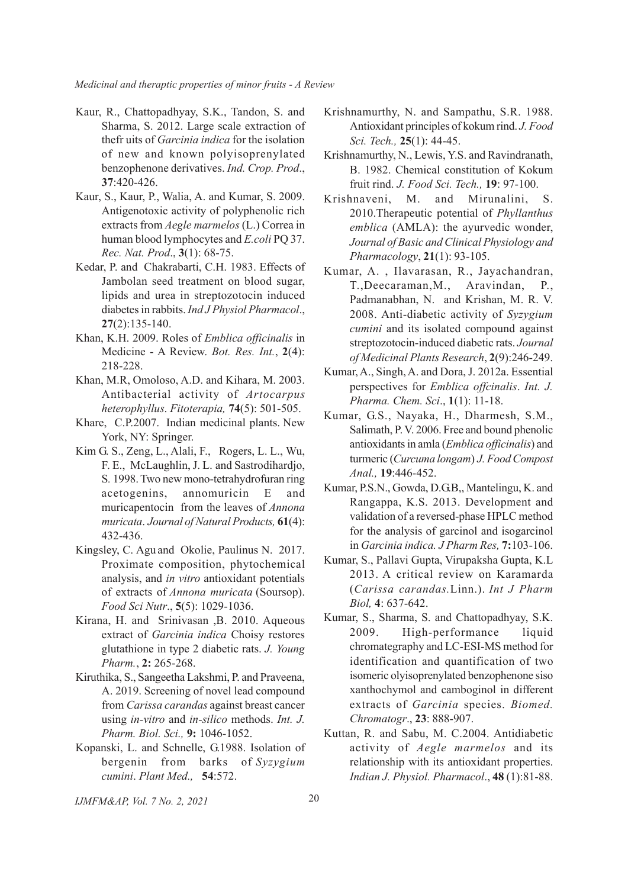Kaur, R., Chattopadhyay, S.K., Tandon, S. and Sharma, S. 2012. Large scale extraction of thefr uits of *Garcinia indica* for the isolation of new and known polyisoprenylated benzophenone derivatives. *Ind. Crop. Prod*., **37**:420-426.

Kaur, S., Kaur, P., Walia, A. and Kumar, S. 2009. Antigenotoxic activity of polyphenolic rich extracts from *Aegle marmelos* (L.) Correa in human blood lymphocytes and *E.coli* PQ 37. *Rec. Nat. Prod*., **3**(1): 68-75.

Kedar, P. and Chakrabarti, C.H. 1983. Effects of Jambolan seed treatment on blood sugar, lipids and urea in streptozotocin induced diabetes in rabbits. *Ind J Physiol Pharmacol*., **27**(2):135-140.

Khan, K.H. 2009. Roles of *Emblica officinalis* in Medicine - A Review. *Bot. Res. Int.*, **2**(4): 218-228.

Khan, M.R, Omoloso, A.D. and Kihara, M. 2003. Antibacterial activity of *Artocarpus heterophyllus*. *Fitoterapia,* **74**(5): 501-505.

Khare, C.P.2007. Indian medicinal plants. New York, NY: Springer.

Kim G. S., Zeng, L., Alali, F., Rogers, L. L., Wu, F. E., McLaughlin, J. L. and Sastrodihardjo, S. 1998. Two new mono-tetrahydrofuran ring acetogenins, annomuricin E and muricapentocin from the leaves of *Annona muricata*. *Journal of Natural Products,* **61**(4): 432-436.

Kingsley, C. Agu and Okolie, Paulinus N. 2017. Proximate composition, phytochemical analysis, and *in vitro* antioxidant potentials of extracts of *Annona muricata* (Soursop). *Food Sci Nutr*., **5**(5): 1029-1036.

Kirana, H. and Srinivasan ,B. 2010. Aqueous extract of *Garcinia indica* Choisy restores glutathione in type 2 diabetic rats. *J. Young Pharm.*, **2:** 265-268.

Kiruthika, S., Sangeetha Lakshmi, P. and Praveena, A. 2019. Screening of novel lead compound from *Carissa carandas* against breast cancer using *in-vitro* and *in-silico* methods. *Int. J. Pharm. Biol. Sci.,* **9:** 1046-1052.

Kopanski, L. and Schnelle, G.1988. Isolation of bergenin from barks of *Syzygium cumini*. *Plant Med.,* **54**:572.

Krishnamurthy, N. and Sampathu, S.R. 1988. Antioxidant principles of kokum rind. *J. Food Sci. Tech.,* **25**(1): 44-45.

Krishnamurthy, N., Lewis, Y.S. and Ravindranath, B. 1982. Chemical constitution of Kokum fruit rind. *J. Food Sci. Tech.,* **19**: 97-100.

Krishnaveni, M. and Mirunalini, S. 2010.Therapeutic potential of *Phyllanthus emblica* (AMLA): the ayurvedic wonder, *Journal of Basic and Clinical Physiology and Pharmacology*, **21**(1): 93-105.

Kumar, A. , Ilavarasan, R., Jayachandran, T.,Deecaraman,M., Aravindan, P., Padmanabhan, N. and Krishan, M. R. V. 2008. Anti-diabetic activity of *Syzygium cumini* and its isolated compound against streptozotocin-induced diabetic rats. *Journal of Medicinal Plants Research*, **2**(9):246-249.

Kumar, A., Singh, A. and Dora, J. 2012a. Essential perspectives for *Emblica offcinalis*. *Int. J. Pharma. Chem. Sci*., **1**(1): 11-18.

Kumar, G.S., Nayaka, H., Dharmesh, S.M., Salimath, P. V. 2006. Free and bound phenolic antioxidants in amla (*Emblica officinalis*) and turmeric (*Curcuma longam*) *J. Food Compost Anal.,* **19**:446-452.

Kumar, P.S.N., Gowda, D.G.B,, Mantelingu, K. and Rangappa, K.S. 2013. Development and validation of a reversed-phase HPLC method for the analysis of garcinol and isogarcinol in *Garcinia indica. J Pharm Res,* **7:**103-106.

Kumar, S., Pallavi Gupta, Virupaksha Gupta, K.L 2013. A critical review on Karamarda (*Carissa carandas.*Linn.). *Int J Pharm Biol,* **4**: 637-642.

Kumar, S., Sharma, S. and Chattopadhyay, S.K. 2009. High-performance liquid chromategraphy and LC-ESI-MS method for identification and quantification of two isomeric olyisoprenylated benzophenone siso xanthochymol and camboginol in different extracts of *Garcinia* species. *Biomed. Chromatogr*., **23**: 888-907.

Kuttan, R. and Sabu, M. C.2004. Antidiabetic activity of *Aegle marmelos* and its relationship with its antioxidant properties. *Indian J. Physiol. Pharmacol*., **48** (1):81-88.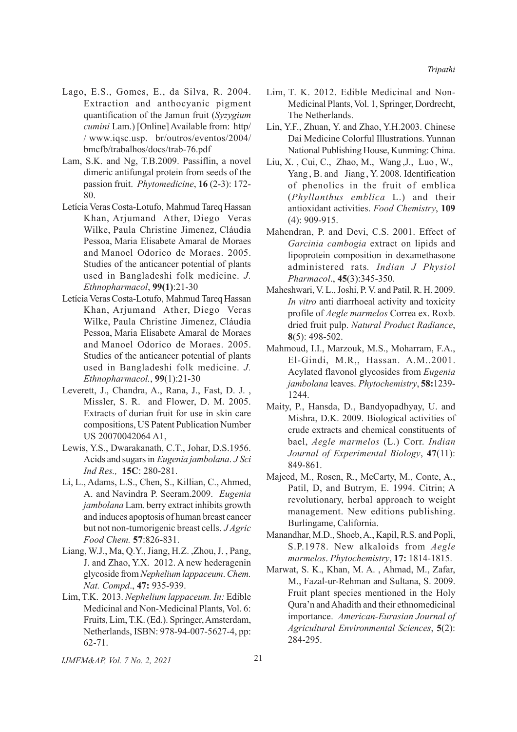Lago, E.S., Gomes, E., da Silva, R. 2004. Extraction and anthocyanic pigment quantification of the Jamun fruit (*Syzygium cumini* Lam.) [Online] Available from: http/ / www.iqsc.usp. br/outros/eventos/2004/ bmcfb/trabalhos/docs/trab-76.pdf

Lam, S.K. and Ng, T.B.2009. Passiflin, a novel dimeric antifungal protein from seeds of the passion fruit. *Phytomedicine*, **16** (2-3): 172-80.

Letícia Veras Costa-Lotufo, Mahmud Tareq Hassan Khan, Arjumand Ather, Diego Veras Wilke, Paula Christine Jimenez, Cláudia Pessoa, Maria Elisabete Amaral de Moraes and Manoel Odorico de Moraes. 2005. Studies of the anticancer potential of plants used in Bangladeshi folk medicine. *J. Ethnopharmacol*, **99(1)**:21-30

Letícia Veras Costa-Lotufo, Mahmud Tareq Hassan Khan, Arjumand Ather, Diego Veras Wilke, Paula Christine Jimenez, Cláudia Pessoa, Maria Elisabete Amaral de Moraes and Manoel Odorico de Moraes. 2005. Studies of the anticancer potential of plants used in Bangladeshi folk medicine. *J. Ethnopharmacol.*, **99**(1):21-30

Leverett, J., Chandra, A., Rana, J., Fast, D. J. , Missler, S. R. and Flower, D. M. 2005. Extracts of durian fruit for use in skin care compositions, US Patent Publication Number US 20070042064 A1,

Lewis, Y.S., Dwarakanath, C.T., Johar, D.S.1956. Acids and sugars in *Eugenia jambolana*. *J Sci Ind Res.,* **15C**: 280-281.

Li, L., Adams, L.S., Chen, S., Killian, C., Ahmed, A. and Navindra P. Seeram.2009. *Eugenia jambolana* Lam. berry extract inhibits growth and induces apoptosis of human breast cancer but not non-tumorigenic breast cells. *J Agric Food Chem.* **57**:826-831.

Liang, W.J., Ma, Q.Y., Jiang, H.Z. ,Zhou, J. , Pang, J. and Zhao, Y.X. 2012. A new hederagenin glycoside from *Nephelium lappaceum*. *Chem. Nat. Compd*., **47:** 935-939.

Lim, T.K. 2013. *Nephelium lappaceum. In:* Edible Medicinal and Non-Medicinal Plants, Vol. 6: Fruits, Lim, T.K. (Ed.). Springer, Amsterdam, Netherlands, ISBN: 978-94-007-5627-4, pp: 62-71.

Lim, T. K. 2012. Edible Medicinal and Non-Medicinal Plants, Vol. 1, Springer, Dordrecht, The Netherlands.

Lin, Y.F., Zhuan, Y. and Zhao, Y.H.2003. Chinese Dai Medicine Colorful Illustrations. Yunnan National Publishing House, Kunming: China.

Liu, X. , Cui, C., Zhao, M., Wang ,J., Luo , W., Yang , B. and Jiang , Y. 2008. Identification of phenolics in the fruit of emblica (*Phyllanthus emblica* L.) and their antioxidant activities. *Food Chemistry*, **109** (4): 909-915.

Mahendran, P. and Devi, C.S. 2001. Effect of *Garcinia cambogia* extract on lipids and lipoprotein composition in dexamethasone administered rats*. Indian J Physiol Pharmacol*., **45**(3):345-350.

Maheshwari, V. L., Joshi, P. V. and Patil, R. H. 2009. *In vitro* anti diarrhoeal activity and toxicity profile of *Aegle marmelos* Correa ex. Roxb. dried fruit pulp. *Natural Product Radiance*, **8**(5): 498-502.

Mahmoud, I.I., Marzouk, M.S., Moharram, F.A., El-Gindi, M.R,, Hassan. A.M..2001. Acylated flavonol glycosides from *Eugenia jambolana* leaves. *Phytochemistry*, **58:**1239-1244.

Maity, P., Hansda, D., Bandyopadhyay, U. and Mishra, D.K. 2009. Biological activities of crude extracts and chemical constituents of bael, *Aegle marmelos* (L.) Corr. *Indian Journal of Experimental Biology*, **47**(11): 849-861.

Majeed, M., Rosen, R., McCarty, M., Conte, A., Patil, D, and Butrym, E. 1994. Citrin; A revolutionary, herbal approach to weight management. New editions publishing. Burlingame, California.

Manandhar, M.D., Shoeb, A., Kapil, R.S. and Popli, S.P.1978. New alkaloids from *Aegle marmelos*. *Phytochemistry*, **17:** 1814-1815.

Marwat, S. K., Khan, M. A. , Ahmad, M., Zafar, M., Fazal-ur-Rehman and Sultana, S. 2009. Fruit plant species mentioned in the Holy Qura'n and Ahadith and their ethnomedicinal importance. *American-Eurasian Journal of Agricultural Environmental Sciences*, **5**(2): 284-295.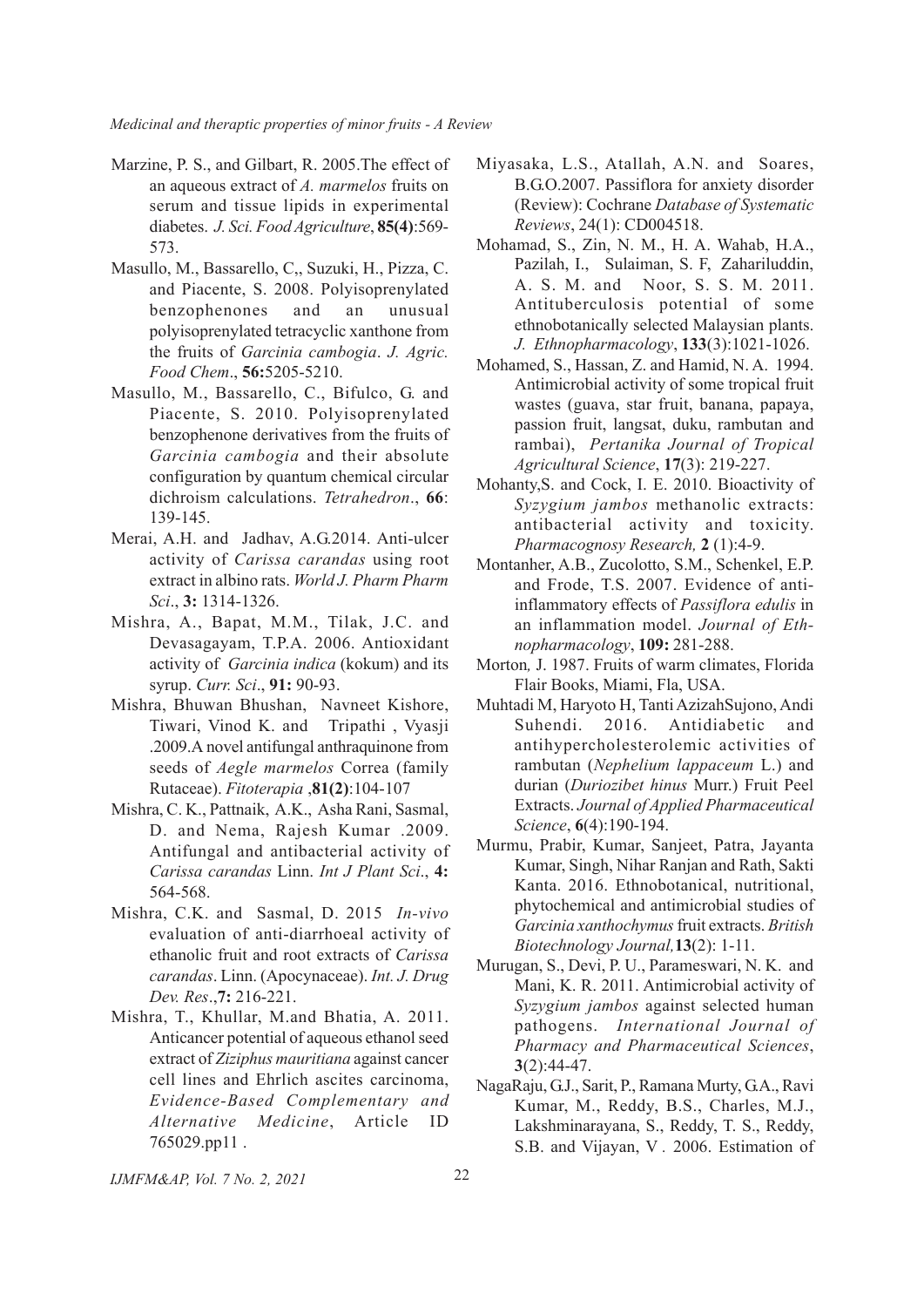Marzine, P. S., and Gilbart, R. 2005.The effect of an aqueous extract of *A. marmelos* fruits on serum and tissue lipids in experimental diabetes. *J. Sci. Food Agriculture*, **85(4)**:569-573.

Masullo, M., Bassarello, C,, Suzuki, H., Pizza, C. and Piacente, S. 2008. Polyisoprenylated benzophenones and an unusual polyisoprenylated tetracyclic xanthone from the fruits of *Garcinia cambogia*. *J. Agric. Food Chem*., **56:**5205-5210.

Masullo, M., Bassarello, C., Bifulco, G. and Piacente, S. 2010. Polyisoprenylated benzophenone derivatives from the fruits of *Garcinia cambogia* and their absolute configuration by quantum chemical circular dichroism calculations. *Tetrahedron*., **66**: 139-145.

Merai, A.H. and Jadhav, A.G.2014. Anti-ulcer activity of *Carissa carandas* using root extract in albino rats. *World J. Pharm Pharm Sci*., **3:** 1314-1326.

Mishra, A., Bapat, M.M., Tilak, J.C. and Devasagayam, T.P.A. 2006. Antioxidant activity of *Garcinia indica* (kokum) and its syrup. *Curr. Sci*., **91:** 90-93.

Mishra, Bhuwan Bhushan, Navneet Kishore, Tiwari, Vinod K. and Tripathi , Vyasji .2009.A novel antifungal anthraquinone from seeds of *Aegle marmelos* Correa (family Rutaceae). *Fitoterapia* ,**81(2)**:104-107

Mishra, C. K., Pattnaik, A.K., Asha Rani, Sasmal, D. and Nema, Rajesh Kumar .2009. Antifungal and antibacterial activity of *Carissa carandas* Linn. *Int J Plant Sci*., **4:** 564-568.

Mishra, C.K. and Sasmal, D. 2015 *In-vivo* evaluation of anti-diarrhoeal activity of ethanolic fruit and root extracts of *Carissa carandas*. Linn. (Apocynaceae). *Int. J. Drug Dev. Res*.,**7:** 216-221.

Mishra, T., Khullar, M.and Bhatia, A. 2011. Anticancer potential of aqueous ethanol seed extract of *Ziziphus mauritiana* against cancer cell lines and Ehrlich ascites carcinoma, *Evidence-Based Complementary and Alternative Medicine*, Article ID 765029.pp11 .

Miyasaka, L.S., Atallah, A.N. and Soares, B.G.O.2007. Passiflora for anxiety disorder (Review): Cochrane *Database of Systematic Reviews*, 24(1): CD004518.

Mohamad, S., Zin, N. M., H. A. Wahab, H.A., Pazilah, I., Sulaiman, S. F, Zahariluddin, A. S. M. and Noor, S. S. M. 2011. Antituberculosis potential of some ethnobotanically selected Malaysian plants. *J. Ethnopharmacology*, **133**(3):1021-1026.

Mohamed, S., Hassan, Z. and Hamid, N. A. 1994. Antimicrobial activity of some tropical fruit wastes (guava, star fruit, banana, papaya, passion fruit, langsat, duku, rambutan and rambai), *Pertanika Journal of Tropical Agricultural Science*, **17**(3): 219-227.

Mohanty,S. and Cock, I. E. 2010. Bioactivity of *Syzygium jambos* methanolic extracts: antibacterial activity and toxicity. *Pharmacognosy Research,* **2** (1):4-9.

Montanher, A.B., Zucolotto, S.M., Schenkel, E.P. and Frode, T.S. 2007. Evidence of anti-inflammatory effects of *Passiflora edulis* in an inflammation model. *Journal of Ethnopharmacology*, **109:** 281-288.

Morton*,* J. 1987. Fruits of warm climates, Florida Flair Books, Miami, Fla, USA.

Muhtadi M, Haryoto H, Tanti AzizahSujono, Andi Suhendi. 2016. Antidiabetic and antihypercholesterolemic activities of rambutan (*Nephelium lappaceum* L.) and durian (*Duriozibet hinus* Murr.) Fruit Peel Extracts. *Journal of Applied Pharmaceutical Science*, **6**(4):190-194.

Murmu, Prabir, Kumar, Sanjeet, Patra, Jayanta Kumar, Singh, Nihar Ranjan and Rath, Sakti Kanta. 2016. Ethnobotanical, nutritional, phytochemical and antimicrobial studies of *Garcinia xanthochymus* fruit extracts. *British Biotechnology Journal,***13**(2): 1-11.

Murugan, S., Devi, P. U., Parameswari, N. K. and Mani, K. R. 2011. Antimicrobial activity of *Syzygium jambos* against selected human pathogens. *International Journal of Pharmacy and Pharmaceutical Sciences*, **3**(2):44-47.

NagaRaju, G.J., Sarit, P., Ramana Murty, G.A., Ravi Kumar, M., Reddy, B.S., Charles, M.J., Lakshminarayana, S., Reddy, T. S., Reddy, S.B. and Vijayan, V . 2006. Estimation of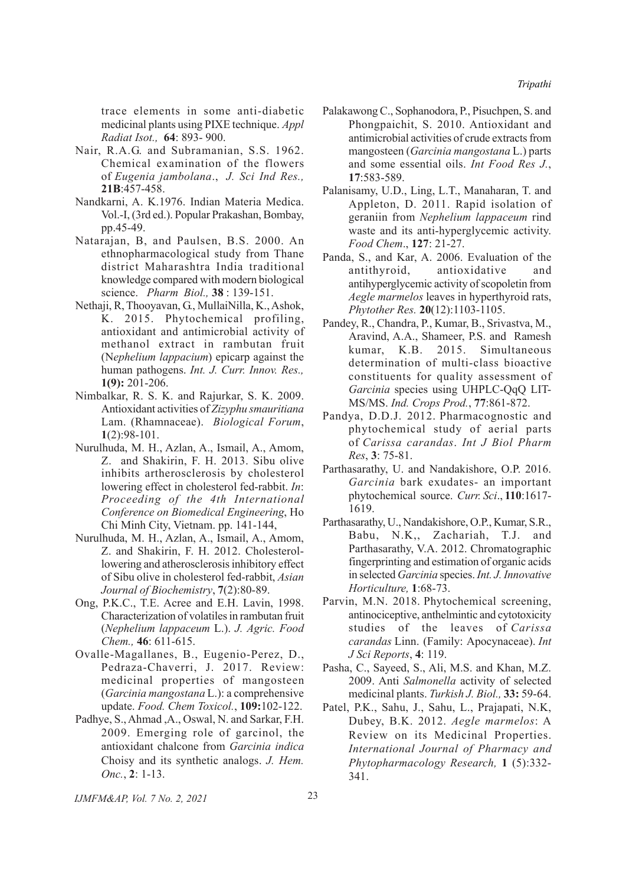trace elements in some anti-diabetic medicinal plants using PIXE technique. *Appl Radiat Isot.,* **64**: 893- 900.

Nair, R.A.G. and Subramanian, S.S. 1962. Chemical examination of the flowers of *Eugenia jambolana*., *J. Sci Ind Res.,* **21B**:457-458.

Nandkarni, A. K.1976. Indian Materia Medica. Vol.-I, (3rd ed.). Popular Prakashan, Bombay, pp.45-49.

Natarajan, B, and Paulsen, B.S. 2000. An ethnopharmacological study from Thane district Maharashtra India traditional knowledge compared with modern biological science. *Pharm Biol.,* **38** : 139-151.

Nethaji, R, Thooyavan, G., MullaiNilla, K., Ashok, K. 2015. Phytochemical profiling, antioxidant and antimicrobial activity of methanol extract in rambutan fruit (N*ephelium lappacium*) epicarp against the human pathogens. *Int. J. Curr. Innov. Res.,* **1(9):** 201-206.

Nimbalkar, R. S. K. and Rajurkar, S. K. 2009. Antioxidant activities of *Zizyphu smauritiana* Lam. (Rhamnaceae). *Biological Forum*, **1**(2):98-101.

Nurulhuda, M. H., Azlan, A., Ismail, A., Amom, Z. and Shakirin, F. H. 2013. Sibu olive inhibits artherosclerosis by cholesterol lowering effect in cholesterol fed-rabbit. *In*: *Proceeding of the 4th International Conference on Biomedical Engineering*, Ho Chi Minh City, Vietnam. pp. 141-144,

Nurulhuda, M. H., Azlan, A., Ismail, A., Amom, Z. and Shakirin, F. H. 2012. Cholesterol-lowering and atherosclerosis inhibitory effect of Sibu olive in cholesterol fed-rabbit, *Asian Journal of Biochemistry*, **7**(2):80-89.

Ong, P.K.C., T.E. Acree and E.H. Lavin, 1998. Characterization of volatiles in rambutan fruit (*Nephelium lappaceum* L.). *J. Agric. Food Chem.,* **46**: 611-615.

Ovalle-Magallanes, B., Eugenio-Perez, D., Pedraza-Chaverri, J. 2017. Review: medicinal properties of mangosteen (*Garcinia mangostana* L.): a comprehensive update. *Food. Chem Toxicol.*, **109:**102-122.

Padhye, S., Ahmad ,A., Oswal, N. and Sarkar, F.H. 2009. Emerging role of garcinol, the antioxidant chalcone from *Garcinia indica* Choisy and its synthetic analogs. *J. Hem. Onc.*, **2**: 1-13.

Palakawong C., Sophanodora, P., Pisuchpen, S. and Phongpaichit, S. 2010. Antioxidant and antimicrobial activities of crude extracts from mangosteen (*Garcinia mangostana* L.) parts and some essential oils. *Int Food Res J.*, **17**:583-589.

Palanisamy, U.D., Ling, L.T., Manaharan, T. and Appleton, D. 2011. Rapid isolation of geraniin from *Nephelium lappaceum* rind waste and its anti-hyperglycemic activity. *Food Chem*., **127**: 21-27.

Panda, S., and Kar, A. 2006. Evaluation of the antithyroid, antioxidative and antihyperglycemic activity of scopoletin from *Aegle marmelos* leaves in hyperthyroid rats, *Phytother Res.* **20**(12):1103-1105.

Pandey, R., Chandra, P., Kumar, B., Srivastva, M., Aravind, A.A., Shameer, P.S. and Ramesh kumar, K.B. 2015. Simultaneous determination of multi-class bioactive constituents for quality assessment of *Garcinia* species using UHPLC-QqQ LIT-MS/MS. *Ind. Crops Prod.*, **77**:861-872.

Pandya, D.D.J. 2012. Pharmacognostic and phytochemical study of aerial parts of *Carissa carandas*. *Int J Biol Pharm Res*, **3**: 75-81.

Parthasarathy, U. and Nandakishore, O.P. 2016. *Garcinia* bark exudates- an important phytochemical source. *Curr. Sci*., **110**:1617-1619.

Parthasarathy, U., Nandakishore, O.P., Kumar, S.R., Babu, N.K,, Zachariah, T.J. and Parthasarathy, V.A. 2012. Chromatographic fingerprinting and estimation of organic acids in selected *Garcinia* species. *Int. J. Innovative Horticulture,* **1**:68-73.

Parvin, M.N. 2018. Phytochemical screening, antinociceptive, anthelmintic and cytotoxicity studies of the leaves of *Carissa carandas* Linn. (Family: Apocynaceae). *Int J Sci Reports*, **4**: 119.

Pasha, C., Sayeed, S., Ali, M.S. and Khan, M.Z. 2009. Anti *Salmonella* activity of selected medicinal plants. *Turkish J. Biol.,* **33:** 59-64.

Patel, P.K., Sahu, J., Sahu, L., Prajapati, N.K, Dubey, B.K. 2012. *Aegle marmelos*: A Review on its Medicinal Properties. *International Journal of Pharmacy and Phytopharmacology Research,* **1** (5):332-341.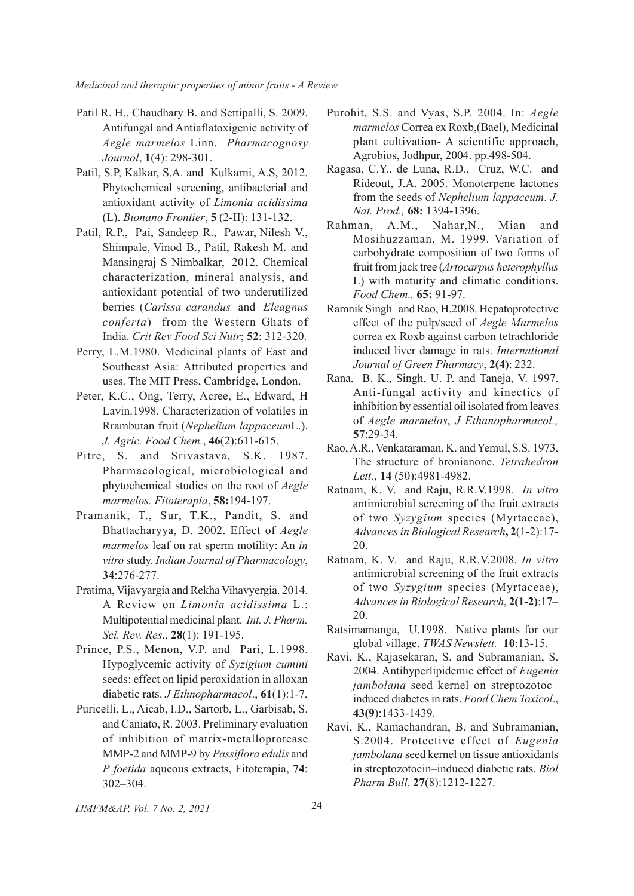Patil R. H., Chaudhary B. and Settipalli, S. 2009. Antifungal and Antiaflatoxigenic activity of *Aegle marmelos* Linn. *Pharmacognosy Journol*, **1**(4): 298-301.

Patil, S.P, Kalkar, S.A. and Kulkarni, A.S, 2012. Phytochemical screening, antibacterial and antioxidant activity of *Limonia acidissima* (L). *Bionano Frontier*, **5** (2-II): 131-132.

Patil, R.P., Pai, Sandeep R., Pawar, Nilesh V., Shimpale, Vinod B., Patil, Rakesh M. and Mansingraj S Nimbalkar, 2012. Chemical characterization, mineral analysis, and antioxidant potential of two underutilized berries (*Carissa carandus* and *Eleagnus conferta*) from the Western Ghats of India. *Crit Rev Food Sci Nutr*; **52**: 312-320.

Perry, L.M.1980. Medicinal plants of East and Southeast Asia: Attributed properties and uses. The MIT Press, Cambridge, London.

Peter, K.C., Ong, Terry, Acree, E., Edward, H Lavin.1998. Characterization of volatiles in Rrambutan fruit (*Nephelium lappaceum*L.). *J. Agric. Food Chem.*, **46**(2):611-615.

Pitre, S. and Srivastava, S.K. 1987. Pharmacological, microbiological and phytochemical studies on the root of *Aegle marmelos. Fitoterapia*, **58:**194-197.

Pramanik, T., Sur, T.K., Pandit, S. and Bhattacharyya, D. 2002. Effect of *Aegle marmelos* leaf on rat sperm motility: An *in vitro* study. *Indian Journal of Pharmacology*, **34**:276-277.

Pratima, Vijavyargia and Rekha Vihavyergia. 2014. A Review on *Limonia acidissima* L.: Multipotential medicinal plant. *Int. J. Pharm. Sci. Rev. Res*., **28**(1): 191-195.

Prince, P.S., Menon, V.P. and Pari, L.1998. Hypoglycemic activity of *Syzigium cumini* seeds: effect on lipid peroxidation in alloxan diabetic rats. *J Ethnopharmacol*., **61**(1):1-7.

Puricelli, L., Aicab, I.D., Sartorb, L., Garbisab, S. and Caniato, R. 2003. Preliminary evaluation of inhibition of matrix-metalloprotease MMP-2 and MMP-9 by *Passiflora edulis* and *P foetida* aqueous extracts, Fitoterapia, **74**: 302–304.

Purohit, S.S. and Vyas, S.P. 2004. In: *Aegle marmelos* Correa ex Roxb,(Bael), Medicinal plant cultivation- A scientific approach, Agrobios, Jodhpur, 2004. pp.498-504.

Ragasa, C.Y., de Luna, R.D., Cruz, W.C. and Rideout, J.A. 2005. Monoterpene lactones from the seeds of *Nephelium lappaceum*. *J. Nat. Prod.,* **68:** 1394-1396.

Rahman, A.M., Nahar,N., Mian and Mosihuzzaman, M. 1999. Variation of carbohydrate composition of two forms of fruit from jack tree (*Artocarpus heterophyllus* L) with maturity and climatic conditions. *Food Chem.,* **65:** 91-97.

Ramnik Singh and Rao, H.2008. Hepatoprotective effect of the pulp/seed of *Aegle Marmelos* correa ex Roxb against carbon tetrachloride induced liver damage in rats. *International Journal of Green Pharmacy*, **2(4)**: 232.

Rana, B. K., Singh, U. P. and Taneja, V. 1997. Anti-fungal activity and kinectics of inhibition by essential oil isolated from leaves of *Aegle marmelos*, *J Ethanopharmacol.,* **57**:29-34.

Rao, A.R., Venkataraman, K. and Yemul, S.S. 1973. The structure of bronianone. *Tetrahedron Lett.*, **14** (50):4981-4982.

Ratnam, K. V. and Raju, R.R.V.1998. *In vitro* antimicrobial screening of the fruit extracts of two *Syzygium* species (Myrtaceae), *Advances in Biological Research***, 2**(1-2):17-20.

Ratnam, K. V. and Raju, R.R.V.2008. *In vitro* antimicrobial screening of the fruit extracts of two *Syzygium* species (Myrtaceae), *Advances in Biological Research*, **2(1-2)**:17–20.

Ratsimamanga, U.1998. Native plants for our global village. *TWAS Newslett.* **10**:13-15.

Ravi, K., Rajasekaran, S. and Subramanian, S. 2004. Antihyperlipidemic effect of *Eugenia jambolana* seed kernel on streptozotoc–induced diabetes in rats. *Food Chem Toxicol*., **43(9**):1433-1439.

Ravi, K., Ramachandran, B. and Subramanian, S.2004. Protective effect of *Eugenia jambolana* seed kernel on tissue antioxidants in streptozotocin–induced diabetic rats. *Biol Pharm Bull*. **27**(8):1212-1227.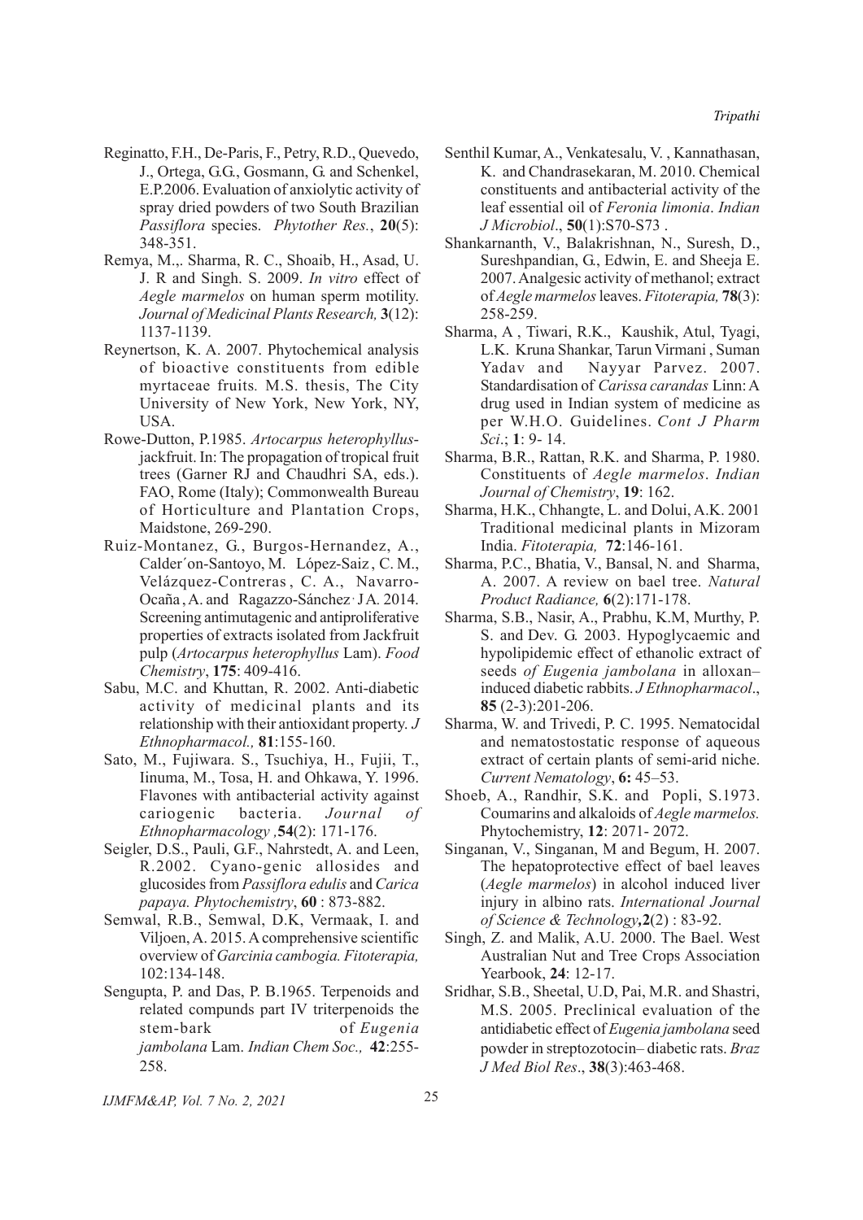Reginatto, F.H., De-Paris, F., Petry, R.D., Quevedo, J., Ortega, G.G., Gosmann, G. and Schenkel, E.P.2006. Evaluation of anxiolytic activity of spray dried powders of two South Brazilian *Passiflora* species. *Phytother Res.*, **20**(5): 348-351.

Remya, M.,. Sharma, R. C., Shoaib, H., Asad, U. J. R and Singh. S. 2009. *In vitro* effect of *Aegle marmelos* on human sperm motility. *Journal of Medicinal Plants Research,* **3**(12): 1137-1139.

Reynertson, K. A. 2007. Phytochemical analysis of bioactive constituents from edible myrtaceae fruits*.* M.S. thesis, The City University of New York, New York, NY, USA.

Rowe-Dutton, P.1985. *Artocarpus heterophyllus*-jackfruit. In: The propagation of tropical fruit trees (Garner RJ and Chaudhri SA, eds.). FAO, Rome (Italy); Commonwealth Bureau of Horticulture and Plantation Crops, Maidstone, 269-290.

Ruiz-Montanez, G., Burgos-Hernandez, A., Calder´on-Santoyo, M. López-Saiz , C. M., Velázquez-Contreras , C. A., Navarro-Ocaña , A. and Ragazzo-Sánchez. J A. 2014. Screening antimutagenic and antiproliferative properties of extracts isolated from Jackfruit pulp (*Artocarpus heterophyllus* Lam). *Food Chemistry*, **175**: 409-416.

Sabu, M.C. and Khuttan, R. 2002. Anti-diabetic activity of medicinal plants and its relationship with their antioxidant property. *J Ethnopharmacol.,* **81**:155-160.

Sato, M., Fujiwara. S., Tsuchiya, H., Fujii, T., Iinuma, M., Tosa, H. and Ohkawa, Y. 1996. Flavones with antibacterial activity against cariogenic bacteria. *Journal of Ethnopharmacology* ,**54**(2): 171-176.

Seigler, D.S., Pauli, G.F., Nahrstedt, A. and Leen, R.2002. Cyano-genic allosides and glucosides from *Passiflora edulis* and *Carica papaya. Phytochemistry*, **60** : 873-882.

Semwal, R.B., Semwal, D.K, Vermaak, I. and Viljoen, A. 2015. A comprehensive scientific overview of *Garcinia cambogia. Fitoterapia,* 102:134-148.

Sengupta, P. and Das, P. B.1965. Terpenoids and related compunds part IV triterpenoids the stem-bark of *Eugenia jambolana* Lam. *Indian Chem Soc.,* **42**:255-258.

Senthil Kumar, A., Venkatesalu, V. , Kannathasan, K. and Chandrasekaran, M. 2010. Chemical constituents and antibacterial activity of the leaf essential oil of *Feronia limonia*. *Indian J Microbiol*., **50**(1):S70-S73 .

Shankarnanth, V., Balakrishnan, N., Suresh, D., Sureshpandian, G., Edwin, E. and Sheeja E. 2007. Analgesic activity of methanol; extract of *Aegle marmelos* leaves. *Fitoterapia,* **78**(3): 258-259.

Sharma, A , Tiwari, R.K., Kaushik, Atul, Tyagi, L.K. Kruna Shankar, Tarun Virmani , Suman Yadav and Nayyar Parvez. 2007. Standardisation of *Carissa carandas* Linn: A drug used in Indian system of medicine as per W.H.O. Guidelines. *Cont J Pharm Sci*.; **1**: 9- 14.

Sharma, B.R., Rattan, R.K. and Sharma, P. 1980. Constituents of *Aegle marmelos*. *Indian Journal of Chemistry*, **19**: 162.

Sharma, H.K., Chhangte, L. and Dolui, A.K. 2001 Traditional medicinal plants in Mizoram India. *Fitoterapia,* **72**:146-161.

Sharma, P.C., Bhatia, V., Bansal, N. and Sharma, A. 2007. A review on bael tree. *Natural Product Radiance,* **6**(2):171-178.

Sharma, S.B., Nasir, A., Prabhu, K.M, Murthy, P. S. and Dev. G. 2003. Hypoglycaemic and hypolipidemic effect of ethanolic extract of seeds *of Eugenia jambolana* in alloxan–induced diabetic rabbits. *J Ethnopharmacol*., **85** (2-3):201-206.

Sharma, W. and Trivedi, P. C. 1995. Nematocidal and nematostostatic response of aqueous extract of certain plants of semi-arid niche. *Current Nematology*, **6:** 45–53.

Shoeb, A., Randhir, S.K. and Popli, S.1973. Coumarins and alkaloids of *Aegle marmelos.* Phytochemistry, **12**: 2071- 2072.

Singanan, V., Singanan, M and Begum, H. 2007. The hepatoprotective effect of bael leaves (*Aegle marmelos*) in alcohol induced liver injury in albino rats. *International Journal of Science & Technology*,**2**(2) : 83-92.

Singh, Z. and Malik, A.U. 2000. The Bael. West Australian Nut and Tree Crops Association Yearbook, **24**: 12-17.

Sridhar, S.B., Sheetal, U.D, Pai, M.R. and Shastri, M.S. 2005. Preclinical evaluation of the antidiabetic effect of *Eugenia jambolana* seed powder in streptozotocin– diabetic rats. *Braz J Med Biol Res*., **38**(3):463-468.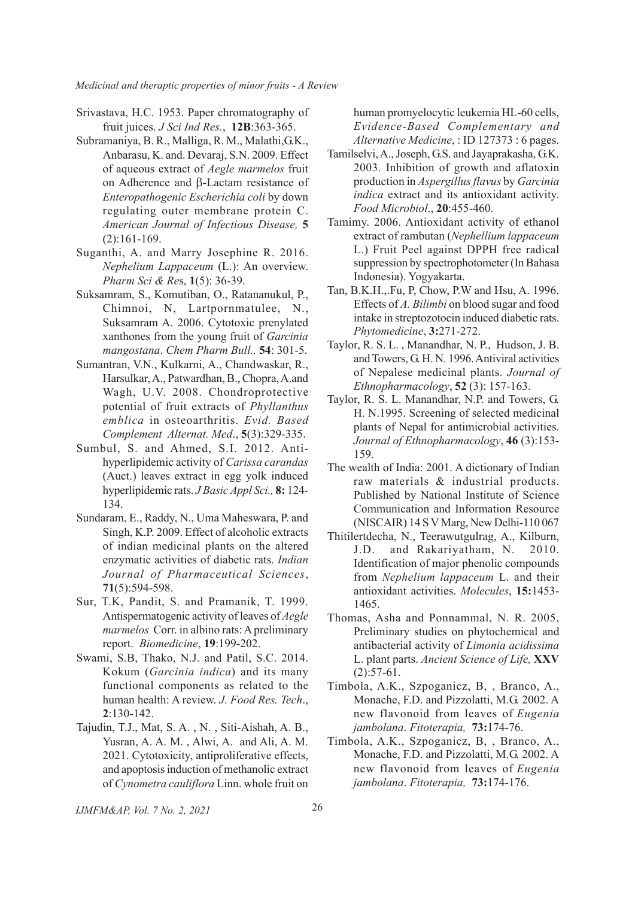Srivastava, H.C. 1953. Paper chromatography of fruit juices. *J Sci Ind Res.*, **12B**:363-365.

Subramaniya, B. R., Malliga, R. M., Malathi,G.K., Anbarasu, K. and. Devaraj, S.N. 2009. Effect of aqueous extract of *Aegle marmelos* fruit on Adherence and β-Lactam resistance of *Enteropathogenic Escherichia coli* by down regulating outer membrane protein C. *American Journal of Infectious Disease,* **5** (2):161-169.

Suganthi, A. and Marry Josephine R. 2016. *Nephelium Lappaceum* (L.): An overview. *Pharm Sci & Re*s, **1**(5): 36-39.

Suksamram, S., Komutiban, O., Ratananukul, P., Chimnoi, N, Lartpornmatulee, N., Suksamram A. 2006. Cytotoxic prenylated xanthones from the young fruit of *Garcinia mangostana*. *Chem Pharm Bull.,* **54**: 301-5.

Sumantran, V.N., Kulkarni, A., Chandwaskar, R., Harsulkar, A., Patwardhan, B., Chopra, A.and Wagh, U.V. 2008. Chondroprotective potential of fruit extracts of *Phyllanthus emblica* in osteoarthritis. *Evid. Based Complement Alternat. Med*., **5**(3):329-335.

Sumbul, S. and Ahmed, S.I. 2012. Anti-hyperlipidemic activity of *Carissa carandas* (Auct.) leaves extract in egg yolk induced hyperlipidemic rats. *J Basic Appl Sci.,* **8:** 124-134.

Sundaram, E., Raddy, N., Uma Maheswara, P. and Singh, K.P. 2009. Effect of alcoholic extracts of indian medicinal plants on the altered enzymatic activities of diabetic rats. *Indian Journal of Pharmaceutical Sciences*, **71**(5):594-598.

Sur, T.K, Pandit, S. and Pramanik, T. 1999. Antispermatogenic activity of leaves of *Aegle marmelos* Corr. in albino rats: A preliminary report. *Biomedicine*, **19**:199-202.

Swami, S.B, Thako, N.J. and Patil, S.C. 2014. Kokum (*Garcinia indica*) and its many functional components as related to the human health: A review. *J. Food Res. Tech*., **2**:130-142.

Tajudin, T.J., Mat, S. A. , N. , Siti-Aishah, A. B., Yusran, A. A. M. , Alwi, A. and Ali, A. M. 2021. Cytotoxicity, antiproliferative effects, and apoptosis induction of methanolic extract of *Cynometra cauliflora* Linn. whole fruit on human promyelocytic leukemia HL-60 cells, *Evidence-Based Complementary and Alternative Medicine*, : ID 127373 : 6 pages.

Tamilselvi, A., Joseph, G.S. and Jayaprakasha, G.K. 2003. Inhibition of growth and aflatoxin production in *Aspergillus flavus* by *Garcinia indica* extract and its antioxidant activity. *Food Microbiol*., **20**:455-460.

Tamimy. 2006. Antioxidant activity of ethanol extract of rambutan (*Nephellium lappaceum* L.) Fruit Peel against DPPH free radical suppression by spectrophotometer (In Bahasa Indonesia). Yogyakarta.

Tan, B.K.H.,.Fu, P, Chow, P.W and Hsu, A. 1996. Effects of *A. Bilimbi* on blood sugar and food intake in streptozotocin induced diabetic rats. *Phytomedicine*, **3:**271-272.

Taylor, R. S. L. , Manandhar, N. P., Hudson, J. B. and Towers, G. H. N. 1996. Antiviral activities of Nepalese medicinal plants. *Journal of Ethnopharmacology*, **52** (3): 157-163.

Taylor, R. S. L. Manandhar, N.P. and Towers, G. H. N.1995. Screening of selected medicinal plants of Nepal for antimicrobial activities. *Journal of Ethnopharmacology*, **46** (3):153-159.

The wealth of India: 2001. A dictionary of Indian raw materials & industrial products. Published by National Institute of Science Communication and Information Resource (NISCAIR) 14 S V Marg, New Delhi-110 067

Thitilertdecha, N., Teerawutgulrag, A., Kilburn, J.D. and Rakariyatham, N. 2010. Identification of major phenolic compounds from *Nephelium lappaceum* L. and their antioxidant activities. *Molecules*, **15:**1453-1465.

Thomas, Asha and Ponnammal, N. R. 2005, Preliminary studies on phytochemical and antibacterial activity of *Limonia acidissima* L. plant parts. *Ancient Science of Life,* **XXV** (2):57-61.

Timbola, A.K., Szpoganicz, B, , Branco, A., Monache, F.D. and Pizzolatti, M.G. 2002. A new flavonoid from leaves of *Eugenia jambolana*. *Fitoterapia,* **73:**174-76.

Timbola, A.K., Szpoganicz, B, , Branco, A., Monache, F.D. and Pizzolatti, M.G. 2002. A new flavonoid from leaves of *Eugenia jambolana*. *Fitoterapia,* **73:**174-176.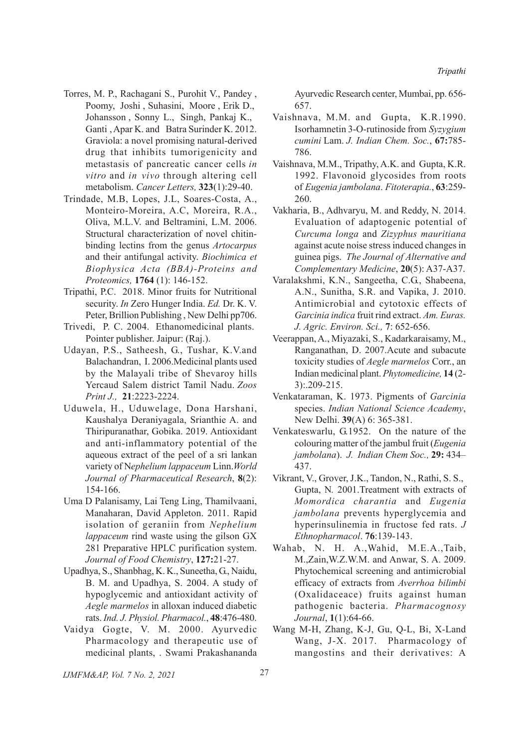Torres, M. P., Rachagani S., Purohit V., Pandey , Poomy, Joshi , Suhasini, Moore , Erik D., Johansson , Sonny L., Singh, Pankaj K., Ganti , Apar K. and Batra Surinder K. 2012. Graviola: a novel promising natural-derived drug that inhibits tumorigenicity and metastasis of pancreatic cancer cells *in vitro* and *in vivo* through altering cell metabolism. *Cancer Letters,* **323**(1):29-40.

Trindade, M.B, Lopes, J.L, Soares-Costa, A., Monteiro-Moreira, A.C, Moreira, R.A., Oliva, M.L.V. and Beltramini, L.M. 2006. Structural characterization of novel chitin-binding lectins from the genus *Artocarpus* and their antifungal activity. *Biochimica et Biophysica Acta (BBA)-Proteins and Proteomics,* **1764** (1): 146-152.

Tripathi, P.C. 2018. Minor fruits for Nutritional security. *In* Zero Hunger India. *Ed.* Dr. K. V. Peter, Brillion Publishing , New Delhi pp706.

Trivedi, P. C. 2004. Ethanomedicinal plants. Pointer publisher. Jaipur: (Raj.).

Udayan, P.S., Satheesh, G., Tushar, K.V.and Balachandran, I. 2006.Medicinal plants used by the Malayali tribe of Shevaroy hills Yercaud Salem district Tamil Nadu. *Zoos Print J.,* **21**:2223-2224.

Uduwela, H., Uduwelage, Dona Harshani, Kaushalya Deraniyagala, Srianthie A. and Thiripuranathar, Gobika. 2019. Antioxidant and anti-inflammatory potential of the aqueous extract of the peel of a sri lankan variety of N*ephelium lappaceum* Linn.*World Journal of Pharmaceutical Research*, **8**(2): 154-166.

Uma D Palanisamy, Lai Teng Ling, Thamilvaani, Manaharan, David Appleton. 2011. Rapid isolation of geraniin from *Nephelium lappaceum* rind waste using the gilson GX 281 Preparative HPLC purification system. *Journal of Food Chemistry*, **127:**21-27.

Upadhya, S., Shanbhag, K. K., Suneetha, G., Naidu, B. M. and Upadhya, S. 2004. A study of hypoglycemic and antioxidant activity of *Aegle marmelos* in alloxan induced diabetic rats. *Ind. J. Physiol. Pharmacol.*, **48**:476-480.

Vaidya Gogte, V. M. 2000. Ayurvedic Pharmacology and therapeutic use of medicinal plants, . Swami Prakashananda Ayurvedic Research center, Mumbai, pp. 656-657.

Vaishnava, M.M. and Gupta, K.R.1990. Isorhamnetin 3-O-rutinoside from *Syzygium cumini* Lam. *J. Indian Chem. Soc.*, **67:**785-786.

Vaishnava, M.M., Tripathy, A.K. and Gupta, K.R. 1992. Flavonoid glycosides from roots of *Eugenia jambolana*. *Fitoterapia.*, **63**:259-260.

Vakharia, B., Adhvaryu, M. and Reddy, N. 2014. Evaluation of adaptogenic potential of *Curcuma longa* and *Zizyphus mauritiana* against acute noise stress induced changes in guinea pigs. *The Journal of Alternative and Complementary Medicine*, **20**(5): A37-A37.

Varalakshmi, K.N., Sangeetha, C.G., Shabeena, A.N., Sunitha, S.R. and Vapika, J. 2010. Antimicrobial and cytotoxic effects of *Garcinia indica* fruit rind extract. *Am. Euras. J. Agric. Environ. Sci.,* **7**: 652-656.

Veerappan, A., Miyazaki, S., Kadarkaraisamy, M., Ranganathan, D. 2007.Acute and subacute toxicity studies of *Aegle marmelos* Corr., an Indian medicinal plant. *Phytomedicine,* **14** (2-3):.209-215.

Venkataraman, K. 1973. Pigments of *Garcinia* species. *Indian National Science Academy*, New Delhi. **39**(A) 6: 365-381.

Venkateswarlu, G.1952. On the nature of the colouring matter of the jambul fruit (*Eugenia jambolana*). *J. Indian Chem Soc.,* **29:** 434–437.

Vikrant, V., Grover, J.K., Tandon, N., Rathi, S. S., Gupta, N*.* 2001.Treatment with extracts of *Momordica charantia* and *Eugenia jambolana* prevents hyperglycemia and hyperinsulinemia in fructose fed rats. *J Ethnopharmacol*. **76**:139-143.

Wahab, N. H. A.,Wahid, M.E.A.,Taib, M.,Zain,W.Z.W.M. and Anwar, S. A. 2009. Phytochemical screening and antimicrobial efficacy of extracts from *Averrhoa bilimbi* (Oxalidaceace) fruits against human pathogenic bacteria. *Pharmacognosy Journal*, **1**(1):64-66.

Wang M-H, Zhang, K-J, Gu, Q-L, Bi, X-Land Wang, J-X. 2017. Pharmacology of mangostins and their derivatives: A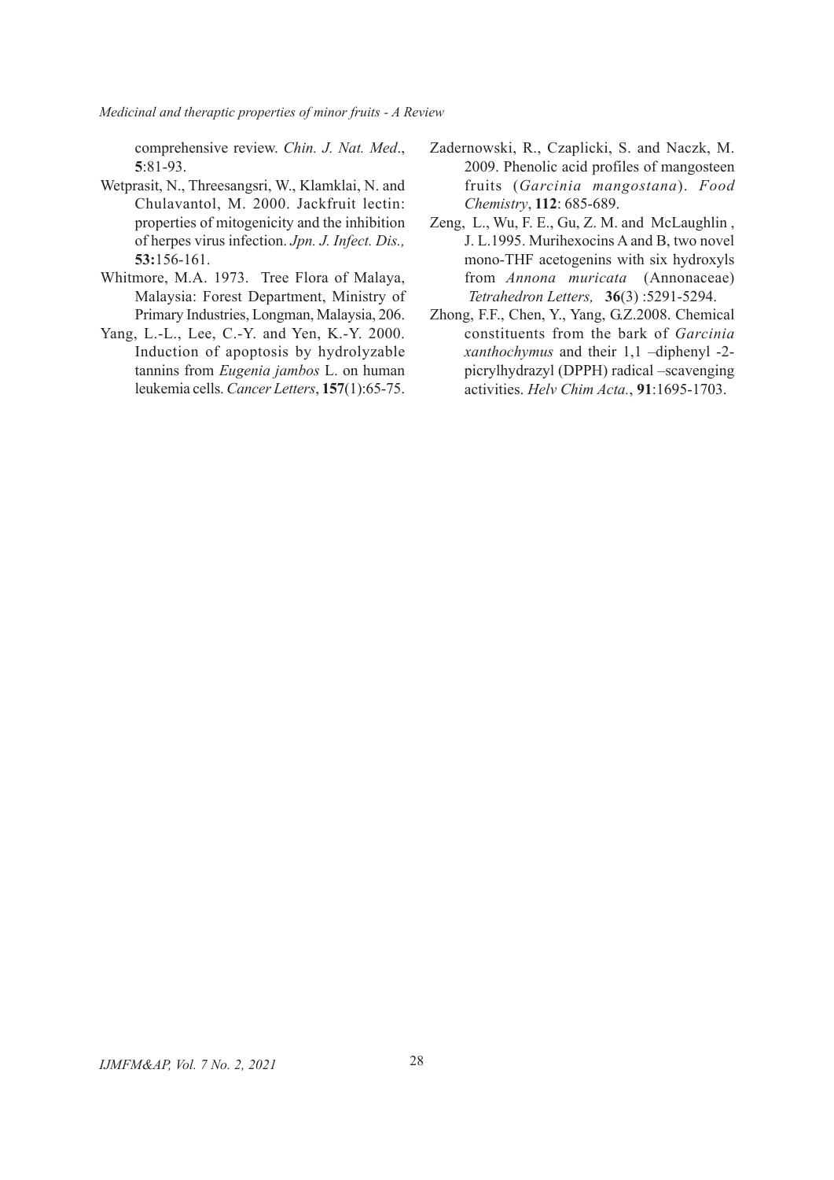comprehensive review. *Chin. J. Nat. Med*., **5**:81-93.

Wetprasit, N., Threesangsri, W., Klamklai, N. and Chulavantol, M. 2000. Jackfruit lectin: properties of mitogenicity and the inhibition of herpes virus infection. *Jpn. J. Infect. Dis.,* **53:**156-161.

Whitmore, M.A. 1973. Tree Flora of Malaya, Malaysia: Forest Department, Ministry of Primary Industries, Longman, Malaysia, 206.

Yang, L.-L., Lee, C.-Y. and Yen, K.-Y. 2000. Induction of apoptosis by hydrolyzable tannins from *Eugenia jambos* L. on human leukemia cells. *Cancer Letters*, **157**(1):65-75.

Zadernowski, R., Czaplicki, S. and Naczk, M. 2009. Phenolic acid profiles of mangosteen fruits (*Garcinia mangostana*). *Food Chemistry*, **112**: 685-689.

Zeng, L., Wu, F. E., Gu, Z. M. and McLaughlin , J. L.1995. Murihexocins A and B, two novel mono-THF acetogenins with six hydroxyls from *Annona muricata* (Annonaceae) *Tetrahedron Letters,* **36**(3) :5291-5294.

Zhong, F.F., Chen, Y., Yang, G.Z.2008. Chemical constituents from the bark of *Garcinia xanthochymus* and their 1,1 –diphenyl -2-picrylhydrazyl (DPPH) radical –scavenging activities. *Helv Chim Acta.*, **91**:1695-1703.